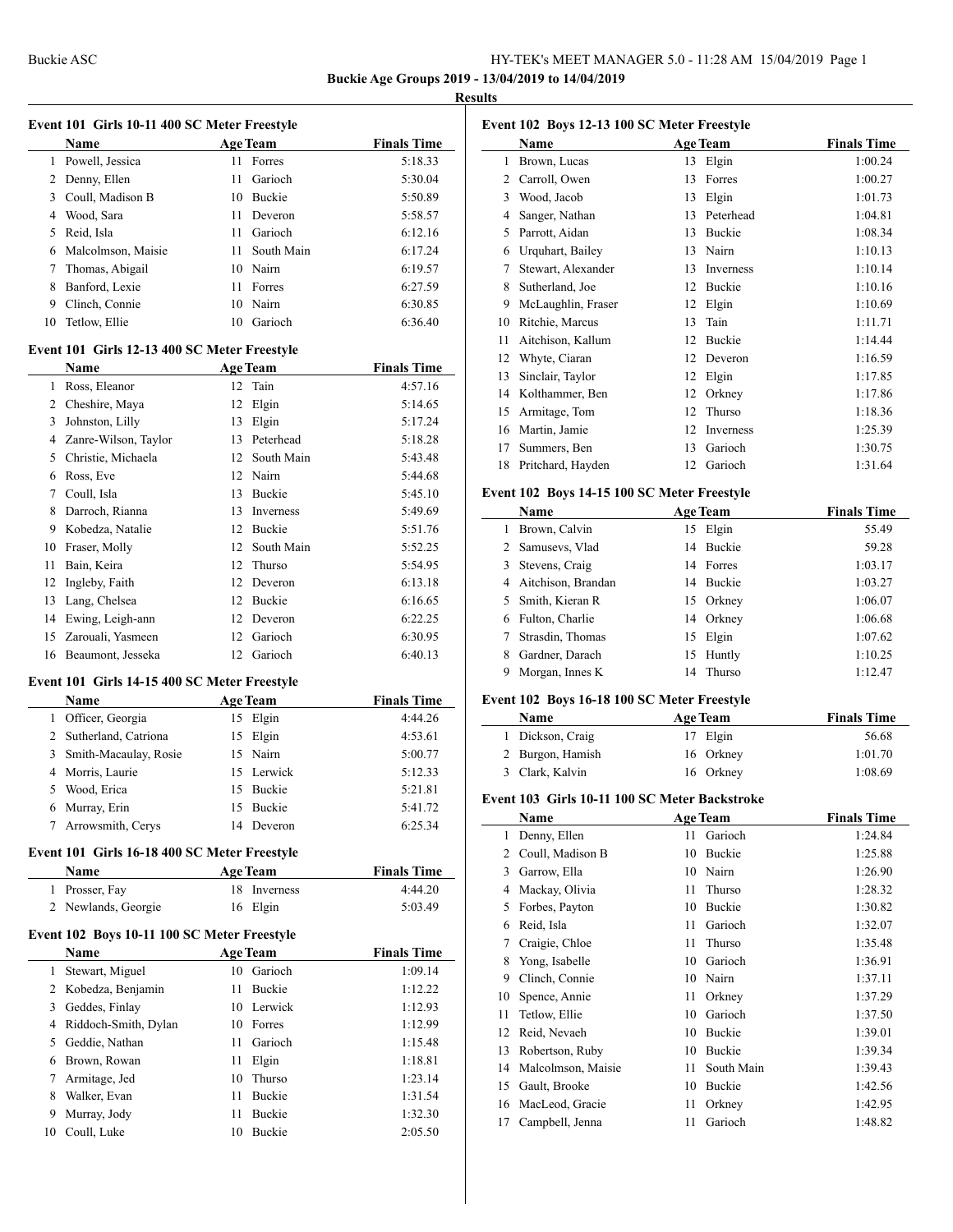Buckie ASC

HY-TEK's MEET MANAGER 5.0 - 11:28 AM 15/04/2019

**Buckie Age Groups 2019 - 13/04/2019 to 14/04/2019**

**Results**

### Event 101 Girls 10-11 400 SC Meter Freestyle

| | Name | Age | Team | Finals Time |
|---|---|---|---|---|
| 1 | Powell, Jessica | 11 | Forres | 5:18.33 |
| 2 | Denny, Ellen | 11 | Garioch | 5:30.04 |
| 3 | Coull, Madison B | 10 | Buckie | 5:50.89 |
| 4 | Wood, Sara | 11 | Deveron | 5:58.57 |
| 5 | Reid, Isla | 11 | Garioch | 6:12.16 |
| 6 | Malcolmson, Maisie | 11 | South Main | 6:17.24 |
| 7 | Thomas, Abigail | 10 | Nairn | 6:19.57 |
| 8 | Banford, Lexie | 11 | Forres | 6:27.59 |
| 9 | Clinch, Connie | 10 | Nairn | 6:30.85 |
| 10 | Tetlow, Ellie | 10 | Garioch | 6:36.40 |

### Event 101 Girls 12-13 400 SC Meter Freestyle

| | Name | Age | Team | Finals Time |
|---|---|---|---|---|
| 1 | Ross, Eleanor | 12 | Tain | 4:57.16 |
| 2 | Cheshire, Maya | 12 | Elgin | 5:14.65 |
| 3 | Johnston, Lilly | 13 | Elgin | 5:17.24 |
| 4 | Zanre-Wilson, Taylor | 13 | Peterhead | 5:18.28 |
| 5 | Christie, Michaela | 12 | South Main | 5:43.48 |
| 6 | Ross, Eve | 12 | Nairn | 5:44.68 |
| 7 | Coull, Isla | 13 | Buckie | 5:45.10 |
| 8 | Darroch, Rianna | 13 | Inverness | 5:49.69 |
| 9 | Kobedza, Natalie | 12 | Buckie | 5:51.76 |
| 10 | Fraser, Molly | 12 | South Main | 5:52.25 |
| 11 | Bain, Keira | 12 | Thurso | 5:54.95 |
| 12 | Ingleby, Faith | 12 | Deveron | 6:13.18 |
| 13 | Lang, Chelsea | 12 | Buckie | 6:16.65 |
| 14 | Ewing, Leigh-ann | 12 | Deveron | 6:22.25 |
| 15 | Zarouali, Yasmeen | 12 | Garioch | 6:30.95 |
| 16 | Beaumont, Jesseka | 12 | Garioch | 6:40.13 |

### Event 101 Girls 14-15 400 SC Meter Freestyle

| | Name | Age | Team | Finals Time |
|---|---|---|---|---|
| 1 | Officer, Georgia | 15 | Elgin | 4:44.26 |
| 2 | Sutherland, Catriona | 15 | Elgin | 4:53.61 |
| 3 | Smith-Macaulay, Rosie | 15 | Nairn | 5:00.77 |
| 4 | Morris, Laurie | 15 | Lerwick | 5:12.33 |
| 5 | Wood, Erica | 15 | Buckie | 5:21.81 |
| 6 | Murray, Erin | 15 | Buckie | 5:41.72 |
| 7 | Arrowsmith, Cerys | 14 | Deveron | 6:25.34 |

### Event 101 Girls 16-18 400 SC Meter Freestyle

| | Name | Age | Team | Finals Time |
|---|---|---|---|---|
| 1 | Prosser, Fay | 18 | Inverness | 4:44.20 |
| 2 | Newlands, Georgie | 16 | Elgin | 5:03.49 |

### Event 102 Boys 10-11 100 SC Meter Freestyle

| | Name | Age | Team | Finals Time |
|---|---|---|---|---|
| 1 | Stewart, Miguel | 10 | Garioch | 1:09.14 |
| 2 | Kobedza, Benjamin | 11 | Buckie | 1:12.22 |
| 3 | Geddes, Finlay | 10 | Lerwick | 1:12.93 |
| 4 | Riddoch-Smith, Dylan | 10 | Forres | 1:12.99 |
| 5 | Geddie, Nathan | 11 | Garioch | 1:15.48 |
| 6 | Brown, Rowan | 11 | Elgin | 1:18.81 |
| 7 | Armitage, Jed | 10 | Thurso | 1:23.14 |
| 8 | Walker, Evan | 11 | Buckie | 1:31.54 |
| 9 | Murray, Jody | 11 | Buckie | 1:32.30 |
| 10 | Coull, Luke | 10 | Buckie | 2:05.50 |

### Event 102 Boys 12-13 100 SC Meter Freestyle

| | Name | Age | Team | Finals Time |
|---|---|---|---|---|
| 1 | Brown, Lucas | 13 | Elgin | 1:00.24 |
| 2 | Carroll, Owen | 13 | Forres | 1:00.27 |
| 3 | Wood, Jacob | 13 | Elgin | 1:01.73 |
| 4 | Sanger, Nathan | 13 | Peterhead | 1:04.81 |
| 5 | Parrott, Aidan | 13 | Buckie | 1:08.34 |
| 6 | Urquhart, Bailey | 13 | Nairn | 1:10.13 |
| 7 | Stewart, Alexander | 13 | Inverness | 1:10.14 |
| 8 | Sutherland, Joe | 12 | Buckie | 1:10.16 |
| 9 | McLaughlin, Fraser | 12 | Elgin | 1:10.69 |
| 10 | Ritchie, Marcus | 13 | Tain | 1:11.71 |
| 11 | Aitchison, Kallum | 12 | Buckie | 1:14.44 |
| 12 | Whyte, Ciaran | 12 | Deveron | 1:16.59 |
| 13 | Sinclair, Taylor | 12 | Elgin | 1:17.85 |
| 14 | Kolthammer, Ben | 12 | Orkney | 1:17.86 |
| 15 | Armitage, Tom | 12 | Thurso | 1:18.36 |
| 16 | Martin, Jamie | 12 | Inverness | 1:25.39 |
| 17 | Summers, Ben | 13 | Garioch | 1:30.75 |
| 18 | Pritchard, Hayden | 12 | Garioch | 1:31.64 |

### Event 102 Boys 14-15 100 SC Meter Freestyle

| | Name | Age | Team | Finals Time |
|---|---|---|---|---|
| 1 | Brown, Calvin | 15 | Elgin | 55.49 |
| 2 | Samusevs, Vlad | 14 | Buckie | 59.28 |
| 3 | Stevens, Craig | 14 | Forres | 1:03.17 |
| 4 | Aitchison, Brandan | 14 | Buckie | 1:03.27 |
| 5 | Smith, Kieran R | 15 | Orkney | 1:06.07 |
| 6 | Fulton, Charlie | 14 | Orkney | 1:06.68 |
| 7 | Strasdin, Thomas | 15 | Elgin | 1:07.62 |
| 8 | Gardner, Darach | 15 | Huntly | 1:10.25 |
| 9 | Morgan, Innes K | 14 | Thurso | 1:12.47 |

### Event 102 Boys 16-18 100 SC Meter Freestyle

| | Name | Age | Team | Finals Time |
|---|---|---|---|---|
| 1 | Dickson, Craig | 17 | Elgin | 56.68 |
| 2 | Burgon, Hamish | 16 | Orkney | 1:01.70 |
| 3 | Clark, Kalvin | 16 | Orkney | 1:08.69 |

### Event 103 Girls 10-11 100 SC Meter Backstroke

| | Name | Age | Team | Finals Time |
|---|---|---|---|---|
| 1 | Denny, Ellen | 11 | Garioch | 1:24.84 |
| 2 | Coull, Madison B | 10 | Buckie | 1:25.88 |
| 3 | Garrow, Ella | 10 | Nairn | 1:26.90 |
| 4 | Mackay, Olivia | 11 | Thurso | 1:28.32 |
| 5 | Forbes, Payton | 10 | Buckie | 1:30.82 |
| 6 | Reid, Isla | 11 | Garioch | 1:32.07 |
| 7 | Craigie, Chloe | 11 | Thurso | 1:35.48 |
| 8 | Yong, Isabelle | 10 | Garioch | 1:36.91 |
| 9 | Clinch, Connie | 10 | Nairn | 1:37.11 |
| 10 | Spence, Annie | 11 | Orkney | 1:37.29 |
| 11 | Tetlow, Ellie | 10 | Garioch | 1:37.50 |
| 12 | Reid, Nevaeh | 10 | Buckie | 1:39.01 |
| 13 | Robertson, Ruby | 10 | Buckie | 1:39.34 |
| 14 | Malcolmson, Maisie | 11 | South Main | 1:39.43 |
| 15 | Gault, Brooke | 10 | Buckie | 1:42.56 |
| 16 | MacLeod, Gracie | 11 | Orkney | 1:42.95 |
| 17 | Campbell, Jenna | 11 | Garioch | 1:48.82 |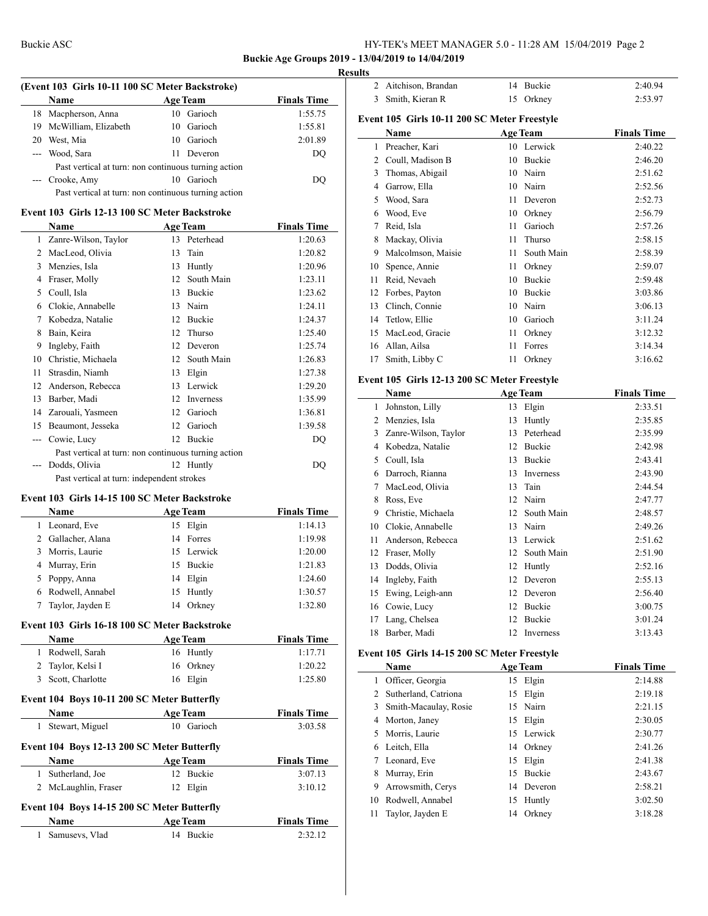**Results**

### (Event 103 Girls 10-11 100 SC Meter Backstroke)

| | Name | Age | Team | Finals Time |
|---|---|---|---|---|
| 18 | Macpherson, Anna | 10 | Garioch | 1:55.75 |
| 19 | McWilliam, Elizabeth | 10 | Garioch | 1:55.81 |
| 20 | West, Mia | 10 | Garioch | 2:01.89 |
| --- | Wood, Sara | 11 | Deveron | DQ |
| | Past vertical at turn: non continuous turning action | | | |
| --- | Crooke, Amy | 10 | Garioch | DQ |
| | Past vertical at turn: non continuous turning action | | | |

### Event 103 Girls 12-13 100 SC Meter Backstroke

| | Name | Age | Team | Finals Time |
|---|---|---|---|---|
| 1 | Zanre-Wilson, Taylor | 13 | Peterhead | 1:20.63 |
| 2 | MacLeod, Olivia | 13 | Tain | 1:20.82 |
| 3 | Menzies, Isla | 13 | Huntly | 1:20.96 |
| 4 | Fraser, Molly | 12 | South Main | 1:23.11 |
| 5 | Coull, Isla | 13 | Buckie | 1:23.62 |
| 6 | Clokie, Annabelle | 13 | Nairn | 1:24.11 |
| 7 | Kobedza, Natalie | 12 | Buckie | 1:24.37 |
| 8 | Bain, Keira | 12 | Thurso | 1:25.40 |
| 9 | Ingleby, Faith | 12 | Deveron | 1:25.74 |
| 10 | Christie, Michaela | 12 | South Main | 1:26.83 |
| 11 | Strasdin, Niamh | 13 | Elgin | 1:27.38 |
| 12 | Anderson, Rebecca | 13 | Lerwick | 1:29.20 |
| 13 | Barber, Madi | 12 | Inverness | 1:35.99 |
| 14 | Zarouali, Yasmeen | 12 | Garioch | 1:36.81 |
| 15 | Beaumont, Jesseka | 12 | Garioch | 1:39.58 |
| --- | Cowie, Lucy | 12 | Buckie | DQ |
| | Past vertical at turn: non continuous turning action | | | |
| --- | Dodds, Olivia | 12 | Huntly | DQ |
| | Past vertical at turn: independent strokes | | | |

### Event 103 Girls 14-15 100 SC Meter Backstroke

| | Name | Age | Team | Finals Time |
|---|---|---|---|---|
| 1 | Leonard, Eve | 15 | Elgin | 1:14.13 |
| 2 | Gallacher, Alana | 14 | Forres | 1:19.98 |
| 3 | Morris, Laurie | 15 | Lerwick | 1:20.00 |
| 4 | Murray, Erin | 15 | Buckie | 1:21.83 |
| 5 | Poppy, Anna | 14 | Elgin | 1:24.60 |
| 6 | Rodwell, Annabel | 15 | Huntly | 1:30.57 |
| 7 | Taylor, Jayden E | 14 | Orkney | 1:32.80 |

### Event 103 Girls 16-18 100 SC Meter Backstroke

| | Name | Age | Team | Finals Time |
|---|---|---|---|---|
| 1 | Rodwell, Sarah | 16 | Huntly | 1:17.71 |
| 2 | Taylor, Kelsi I | 16 | Orkney | 1:20.22 |
| 3 | Scott, Charlotte | 16 | Elgin | 1:25.80 |

### Event 104 Boys 10-11 200 SC Meter Butterfly

| | Name | Age | Team | Finals Time |
|---|---|---|---|---|
| 1 | Stewart, Miguel | 10 | Garioch | 3:03.58 |

### Event 104 Boys 12-13 200 SC Meter Butterfly

| | Name | Age | Team | Finals Time |
|---|---|---|---|---|
| 1 | Sutherland, Joe | 12 | Buckie | 3:07.13 |
| 2 | McLaughlin, Fraser | 12 | Elgin | 3:10.12 |

### Event 104 Boys 14-15 200 SC Meter Butterfly

| | Name | Age | Team | Finals Time |
|---|---|---|---|---|
| 1 | Samusevs, Vlad | 14 | Buckie | 2:32.12 |
| 2 | Aitchison, Brandan | 14 | Buckie | 2:40.94 |
| 3 | Smith, Kieran R | 15 | Orkney | 2:53.97 |

### Event 105 Girls 10-11 200 SC Meter Freestyle

| | Name | Age | Team | Finals Time |
|---|---|---|---|---|
| 1 | Preacher, Kari | 10 | Lerwick | 2:40.22 |
| 2 | Coull, Madison B | 10 | Buckie | 2:46.20 |
| 3 | Thomas, Abigail | 10 | Nairn | 2:51.62 |
| 4 | Garrow, Ella | 10 | Nairn | 2:52.56 |
| 5 | Wood, Sara | 11 | Deveron | 2:52.73 |
| 6 | Wood, Eve | 10 | Orkney | 2:56.79 |
| 7 | Reid, Isla | 11 | Garioch | 2:57.26 |
| 8 | Mackay, Olivia | 11 | Thurso | 2:58.15 |
| 9 | Malcolmson, Maisie | 11 | South Main | 2:58.39 |
| 10 | Spence, Annie | 11 | Orkney | 2:59.07 |
| 11 | Reid, Nevaeh | 10 | Buckie | 2:59.48 |
| 12 | Forbes, Payton | 10 | Buckie | 3:03.86 |
| 13 | Clinch, Connie | 10 | Nairn | 3:06.13 |
| 14 | Tetlow, Ellie | 10 | Garioch | 3:11.24 |
| 15 | MacLeod, Gracie | 11 | Orkney | 3:12.32 |
| 16 | Allan, Ailsa | 11 | Forres | 3:14.34 |
| 17 | Smith, Libby C | 11 | Orkney | 3:16.62 |

### Event 105 Girls 12-13 200 SC Meter Freestyle

| | Name | Age | Team | Finals Time |
|---|---|---|---|---|
| 1 | Johnston, Lilly | 13 | Elgin | 2:33.51 |
| 2 | Menzies, Isla | 13 | Huntly | 2:35.85 |
| 3 | Zanre-Wilson, Taylor | 13 | Peterhead | 2:35.99 |
| 4 | Kobedza, Natalie | 12 | Buckie | 2:42.98 |
| 5 | Coull, Isla | 13 | Buckie | 2:43.41 |
| 6 | Darroch, Rianna | 13 | Inverness | 2:43.90 |
| 7 | MacLeod, Olivia | 13 | Tain | 2:44.54 |
| 8 | Ross, Eve | 12 | Nairn | 2:47.77 |
| 9 | Christie, Michaela | 12 | South Main | 2:48.57 |
| 10 | Clokie, Annabelle | 13 | Nairn | 2:49.26 |
| 11 | Anderson, Rebecca | 13 | Lerwick | 2:51.62 |
| 12 | Fraser, Molly | 12 | South Main | 2:51.90 |
| 13 | Dodds, Olivia | 12 | Huntly | 2:52.16 |
| 14 | Ingleby, Faith | 12 | Deveron | 2:55.13 |
| 15 | Ewing, Leigh-ann | 12 | Deveron | 2:56.40 |
| 16 | Cowie, Lucy | 12 | Buckie | 3:00.75 |
| 17 | Lang, Chelsea | 12 | Buckie | 3:01.24 |
| 18 | Barber, Madi | 12 | Inverness | 3:13.43 |

### Event 105 Girls 14-15 200 SC Meter Freestyle

| | Name | Age | Team | Finals Time |
|---|---|---|---|---|
| 1 | Officer, Georgia | 15 | Elgin | 2:14.88 |
| 2 | Sutherland, Catriona | 15 | Elgin | 2:19.18 |
| 3 | Smith-Macaulay, Rosie | 15 | Nairn | 2:21.15 |
| 4 | Morton, Janey | 15 | Elgin | 2:30.05 |
| 5 | Morris, Laurie | 15 | Lerwick | 2:30.77 |
| 6 | Leitch, Ella | 14 | Orkney | 2:41.26 |
| 7 | Leonard, Eve | 15 | Elgin | 2:41.38 |
| 8 | Murray, Erin | 15 | Buckie | 2:43.67 |
| 9 | Arrowsmith, Cerys | 14 | Deveron | 2:58.21 |
| 10 | Rodwell, Annabel | 15 | Huntly | 3:02.50 |
| 11 | Taylor, Jayden E | 14 | Orkney | 3:18.28 |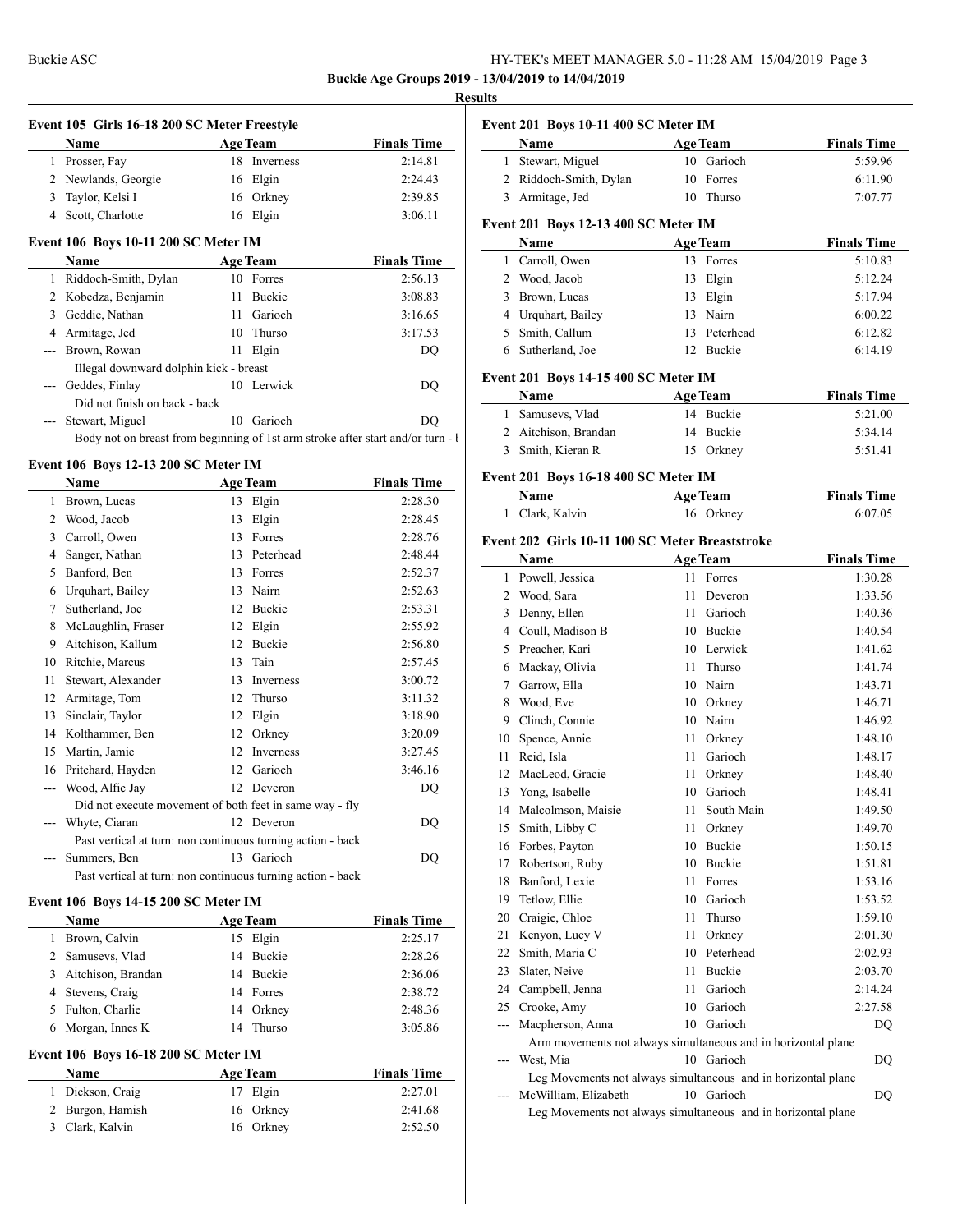**Buckie Age Groups 2019 - 13/04/2019 to 14/04/2019**

**Results**

### Event 105 Girls 16-18 200 SC Meter Freestyle

| | Name | Age | Team | Finals Time |
|---|---|---|---|---|
| 1 | Prosser, Fay | 18 | Inverness | 2:14.81 |
| 2 | Newlands, Georgie | 16 | Elgin | 2:24.43 |
| 3 | Taylor, Kelsi I | 16 | Orkney | 2:39.85 |
| 4 | Scott, Charlotte | 16 | Elgin | 3:06.11 |

### Event 106 Boys 10-11 200 SC Meter IM

| | Name | Age | Team | Finals Time |
|---|---|---|---|---|
| 1 | Riddoch-Smith, Dylan | 10 | Forres | 2:56.13 |
| 2 | Kobedza, Benjamin | 11 | Buckie | 3:08.83 |
| 3 | Geddie, Nathan | 11 | Garioch | 3:16.65 |
| 4 | Armitage, Jed | 10 | Thurso | 3:17.53 |
| --- | Brown, Rowan | 11 | Elgin | DQ |
| | Illegal downward dolphin kick - breast | | | |
| --- | Geddes, Finlay | 10 | Lerwick | DQ |
| | Did not finish on back - back | | | |
| --- | Stewart, Miguel | 10 | Garioch | DQ |
| | Body not on breast from beginning of 1st arm stroke after start and/or turn - l | | | |

### Event 106 Boys 12-13 200 SC Meter IM

| | Name | Age | Team | Finals Time |
|---|---|---|---|---|
| 1 | Brown, Lucas | 13 | Elgin | 2:28.30 |
| 2 | Wood, Jacob | 13 | Elgin | 2:28.45 |
| 3 | Carroll, Owen | 13 | Forres | 2:28.76 |
| 4 | Sanger, Nathan | 13 | Peterhead | 2:48.44 |
| 5 | Banford, Ben | 13 | Forres | 2:52.37 |
| 6 | Urquhart, Bailey | 13 | Nairn | 2:52.63 |
| 7 | Sutherland, Joe | 12 | Buckie | 2:53.31 |
| 8 | McLaughlin, Fraser | 12 | Elgin | 2:55.92 |
| 9 | Aitchison, Kallum | 12 | Buckie | 2:56.80 |
| 10 | Ritchie, Marcus | 13 | Tain | 2:57.45 |
| 11 | Stewart, Alexander | 13 | Inverness | 3:00.72 |
| 12 | Armitage, Tom | 12 | Thurso | 3:11.32 |
| 13 | Sinclair, Taylor | 12 | Elgin | 3:18.90 |
| 14 | Kolthammer, Ben | 12 | Orkney | 3:20.09 |
| 15 | Martin, Jamie | 12 | Inverness | 3:27.45 |
| 16 | Pritchard, Hayden | 12 | Garioch | 3:46.16 |
| --- | Wood, Alfie Jay | 12 | Deveron | DQ |
| | Did not execute movement of both feet in same way - fly | | | |
| --- | Whyte, Ciaran | 12 | Deveron | DQ |
| | Past vertical at turn: non continuous turning action - back | | | |
| --- | Summers, Ben | 13 | Garioch | DQ |
| | Past vertical at turn: non continuous turning action - back | | | |

### Event 106 Boys 14-15 200 SC Meter IM

| | Name | Age | Team | Finals Time |
|---|---|---|---|---|
| 1 | Brown, Calvin | 15 | Elgin | 2:25.17 |
| 2 | Samusevs, Vlad | 14 | Buckie | 2:28.26 |
| 3 | Aitchison, Brandan | 14 | Buckie | 2:36.06 |
| 4 | Stevens, Craig | 14 | Forres | 2:38.72 |
| 5 | Fulton, Charlie | 14 | Orkney | 2:48.36 |
| 6 | Morgan, Innes K | 14 | Thurso | 3:05.86 |

### Event 106 Boys 16-18 200 SC Meter IM

| | Name | Age | Team | Finals Time |
|---|---|---|---|---|
| 1 | Dickson, Craig | 17 | Elgin | 2:27.01 |
| 2 | Burgon, Hamish | 16 | Orkney | 2:41.68 |
| 3 | Clark, Kalvin | 16 | Orkney | 2:52.50 |

### Event 201 Boys 10-11 400 SC Meter IM

| | Name | Age | Team | Finals Time |
|---|---|---|---|---|
| 1 | Stewart, Miguel | 10 | Garioch | 5:59.96 |
| 2 | Riddoch-Smith, Dylan | 10 | Forres | 6:11.90 |
| 3 | Armitage, Jed | 10 | Thurso | 7:07.77 |

### Event 201 Boys 12-13 400 SC Meter IM

| | Name | Age | Team | Finals Time |
|---|---|---|---|---|
| 1 | Carroll, Owen | 13 | Forres | 5:10.83 |
| 2 | Wood, Jacob | 13 | Elgin | 5:12.24 |
| 3 | Brown, Lucas | 13 | Elgin | 5:17.94 |
| 4 | Urquhart, Bailey | 13 | Nairn | 6:00.22 |
| 5 | Smith, Callum | 13 | Peterhead | 6:12.82 |
| 6 | Sutherland, Joe | 12 | Buckie | 6:14.19 |

### Event 201 Boys 14-15 400 SC Meter IM

| | Name | Age | Team | Finals Time |
|---|---|---|---|---|
| 1 | Samusevs, Vlad | 14 | Buckie | 5:21.00 |
| 2 | Aitchison, Brandan | 14 | Buckie | 5:34.14 |
| 3 | Smith, Kieran R | 15 | Orkney | 5:51.41 |

### Event 201 Boys 16-18 400 SC Meter IM

| | Name | Age | Team | Finals Time |
|---|---|---|---|---|
| 1 | Clark, Kalvin | 16 | Orkney | 6:07.05 |

### Event 202 Girls 10-11 100 SC Meter Breaststroke

| | Name | Age | Team | Finals Time |
|---|---|---|---|---|
| 1 | Powell, Jessica | 11 | Forres | 1:30.28 |
| 2 | Wood, Sara | 11 | Deveron | 1:33.56 |
| 3 | Denny, Ellen | 11 | Garioch | 1:40.36 |
| 4 | Coull, Madison B | 10 | Buckie | 1:40.54 |
| 5 | Preacher, Kari | 10 | Lerwick | 1:41.62 |
| 6 | Mackay, Olivia | 11 | Thurso | 1:41.74 |
| 7 | Garrow, Ella | 10 | Nairn | 1:43.71 |
| 8 | Wood, Eve | 10 | Orkney | 1:46.71 |
| 9 | Clinch, Connie | 10 | Nairn | 1:46.92 |
| 10 | Spence, Annie | 11 | Orkney | 1:48.10 |
| 11 | Reid, Isla | 11 | Garioch | 1:48.17 |
| 12 | MacLeod, Gracie | 11 | Orkney | 1:48.40 |
| 13 | Yong, Isabelle | 10 | Garioch | 1:48.41 |
| 14 | Malcolmson, Maisie | 11 | South Main | 1:49.50 |
| 15 | Smith, Libby C | 11 | Orkney | 1:49.70 |
| 16 | Forbes, Payton | 10 | Buckie | 1:50.15 |
| 17 | Robertson, Ruby | 10 | Buckie | 1:51.81 |
| 18 | Banford, Lexie | 11 | Forres | 1:53.16 |
| 19 | Tetlow, Ellie | 10 | Garioch | 1:53.52 |
| 20 | Craigie, Chloe | 11 | Thurso | 1:59.10 |
| 21 | Kenyon, Lucy V | 11 | Orkney | 2:01.30 |
| 22 | Smith, Maria C | 10 | Peterhead | 2:02.93 |
| 23 | Slater, Neive | 11 | Buckie | 2:03.70 |
| 24 | Campbell, Jenna | 11 | Garioch | 2:14.24 |
| 25 | Crooke, Amy | 10 | Garioch | 2:27.58 |
| --- | Macpherson, Anna | 10 | Garioch | DQ |
| | Arm movements not always simultaneous and in horizontal plane | | | |
| --- | West, Mia | 10 | Garioch | DQ |
| | Leg Movements not always simultaneous and in horizontal plane | | | |
| --- | McWilliam, Elizabeth | 10 | Garioch | DQ |
| | Leg Movements not always simultaneous and in horizontal plane | | | |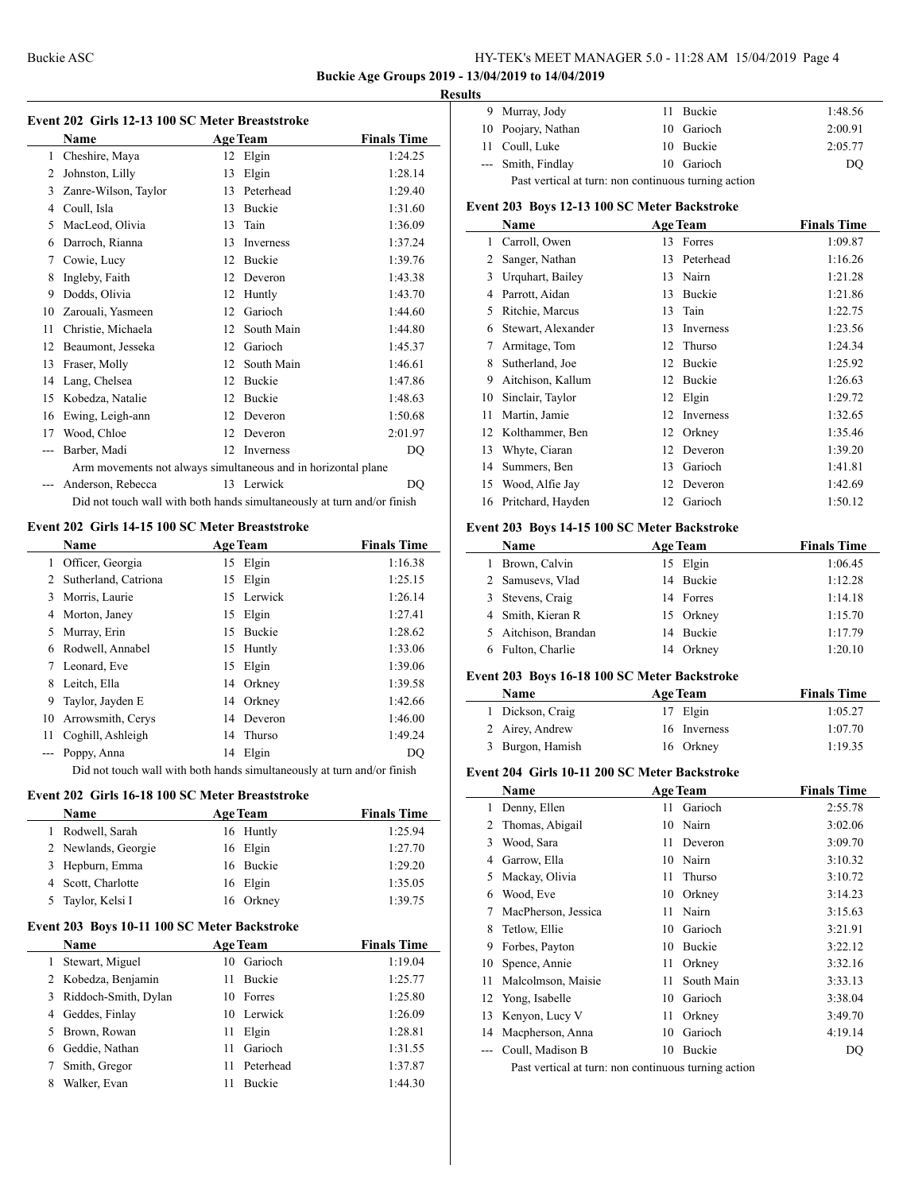## Results

### Event 202 Girls 12-13 100 SC Meter Breaststroke

| | Name | Age | Team | Finals Time |
|---|---|---|---|---|
| 1 | Cheshire, Maya | 12 | Elgin | 1:24.25 |
| 2 | Johnston, Lilly | 13 | Elgin | 1:28.14 |
| 3 | Zanre-Wilson, Taylor | 13 | Peterhead | 1:29.40 |
| 4 | Coull, Isla | 13 | Buckie | 1:31.60 |
| 5 | MacLeod, Olivia | 13 | Tain | 1:36.09 |
| 6 | Darroch, Rianna | 13 | Inverness | 1:37.24 |
| 7 | Cowie, Lucy | 12 | Buckie | 1:39.76 |
| 8 | Ingleby, Faith | 12 | Deveron | 1:43.38 |
| 9 | Dodds, Olivia | 12 | Huntly | 1:43.70 |
| 10 | Zarouali, Yasmeen | 12 | Garioch | 1:44.60 |
| 11 | Christie, Michaela | 12 | South Main | 1:44.80 |
| 12 | Beaumont, Jesseka | 12 | Garioch | 1:45.37 |
| 13 | Fraser, Molly | 12 | South Main | 1:46.61 |
| 14 | Lang, Chelsea | 12 | Buckie | 1:47.86 |
| 15 | Kobedza, Natalie | 12 | Buckie | 1:48.63 |
| 16 | Ewing, Leigh-ann | 12 | Deveron | 1:50.68 |
| 17 | Wood, Chloe | 12 | Deveron | 2:01.97 |
| --- | Barber, Madi | 12 | Inverness | DQ |
| | Arm movements not always simultaneous and in horizontal plane | | | |
| --- | Anderson, Rebecca | 13 | Lerwick | DQ |
| | Did not touch wall with both hands simultaneously at turn and/or finish | | | |

### Event 202 Girls 14-15 100 SC Meter Breaststroke

| | Name | Age | Team | Finals Time |
|---|---|---|---|---|
| 1 | Officer, Georgia | 15 | Elgin | 1:16.38 |
| 2 | Sutherland, Catriona | 15 | Elgin | 1:25.15 |
| 3 | Morris, Laurie | 15 | Lerwick | 1:26.14 |
| 4 | Morton, Janey | 15 | Elgin | 1:27.41 |
| 5 | Murray, Erin | 15 | Buckie | 1:28.62 |
| 6 | Rodwell, Annabel | 15 | Huntly | 1:33.06 |
| 7 | Leonard, Eve | 15 | Elgin | 1:39.06 |
| 8 | Leitch, Ella | 14 | Orkney | 1:39.58 |
| 9 | Taylor, Jayden E | 14 | Orkney | 1:42.66 |
| 10 | Arrowsmith, Cerys | 14 | Deveron | 1:46.00 |
| 11 | Coghill, Ashleigh | 14 | Thurso | 1:49.24 |
| --- | Poppy, Anna | 14 | Elgin | DQ |
| | Did not touch wall with both hands simultaneously at turn and/or finish | | | |

### Event 202 Girls 16-18 100 SC Meter Breaststroke

| | Name | Age | Team | Finals Time |
|---|---|---|---|---|
| 1 | Rodwell, Sarah | 16 | Huntly | 1:25.94 |
| 2 | Newlands, Georgie | 16 | Elgin | 1:27.70 |
| 3 | Hepburn, Emma | 16 | Buckie | 1:29.20 |
| 4 | Scott, Charlotte | 16 | Elgin | 1:35.05 |
| 5 | Taylor, Kelsi I | 16 | Orkney | 1:39.75 |

### Event 203 Boys 10-11 100 SC Meter Backstroke

| | Name | Age | Team | Finals Time |
|---|---|---|---|---|
| 1 | Stewart, Miguel | 10 | Garioch | 1:19.04 |
| 2 | Kobedza, Benjamin | 11 | Buckie | 1:25.77 |
| 3 | Riddoch-Smith, Dylan | 10 | Forres | 1:25.80 |
| 4 | Geddes, Finlay | 10 | Lerwick | 1:26.09 |
| 5 | Brown, Rowan | 11 | Elgin | 1:28.81 |
| 6 | Geddie, Nathan | 11 | Garioch | 1:31.55 |
| 7 | Smith, Gregor | 11 | Peterhead | 1:37.87 |
| 8 | Walker, Evan | 11 | Buckie | 1:44.30 |
| 9 | Murray, Jody | 11 | Buckie | 1:48.56 |
| 10 | Poojary, Nathan | 10 | Garioch | 2:00.91 |
| 11 | Coull, Luke | 10 | Buckie | 2:05.77 |
| --- | Smith, Findlay | 10 | Garioch | DQ |
| | Past vertical at turn: non continuous turning action | | | |

### Event 203 Boys 12-13 100 SC Meter Backstroke

| | Name | Age | Team | Finals Time |
|---|---|---|---|---|
| 1 | Carroll, Owen | 13 | Forres | 1:09.87 |
| 2 | Sanger, Nathan | 13 | Peterhead | 1:16.26 |
| 3 | Urquhart, Bailey | 13 | Nairn | 1:21.28 |
| 4 | Parrott, Aidan | 13 | Buckie | 1:21.86 |
| 5 | Ritchie, Marcus | 13 | Tain | 1:22.75 |
| 6 | Stewart, Alexander | 13 | Inverness | 1:23.56 |
| 7 | Armitage, Tom | 12 | Thurso | 1:24.34 |
| 8 | Sutherland, Joe | 12 | Buckie | 1:25.92 |
| 9 | Aitchison, Kallum | 12 | Buckie | 1:26.63 |
| 10 | Sinclair, Taylor | 12 | Elgin | 1:29.72 |
| 11 | Martin, Jamie | 12 | Inverness | 1:32.65 |
| 12 | Kolthammer, Ben | 12 | Orkney | 1:35.46 |
| 13 | Whyte, Ciaran | 12 | Deveron | 1:39.20 |
| 14 | Summers, Ben | 13 | Garioch | 1:41.81 |
| 15 | Wood, Alfie Jay | 12 | Deveron | 1:42.69 |
| 16 | Pritchard, Hayden | 12 | Garioch | 1:50.12 |

### Event 203 Boys 14-15 100 SC Meter Backstroke

| | Name | Age | Team | Finals Time |
|---|---|---|---|---|
| 1 | Brown, Calvin | 15 | Elgin | 1:06.45 |
| 2 | Samusevs, Vlad | 14 | Buckie | 1:12.28 |
| 3 | Stevens, Craig | 14 | Forres | 1:14.18 |
| 4 | Smith, Kieran R | 15 | Orkney | 1:15.70 |
| 5 | Aitchison, Brandan | 14 | Buckie | 1:17.79 |
| 6 | Fulton, Charlie | 14 | Orkney | 1:20.10 |

### Event 203 Boys 16-18 100 SC Meter Backstroke

| | Name | Age | Team | Finals Time |
|---|---|---|---|---|
| 1 | Dickson, Craig | 17 | Elgin | 1:05.27 |
| 2 | Airey, Andrew | 16 | Inverness | 1:07.70 |
| 3 | Burgon, Hamish | 16 | Orkney | 1:19.35 |

### Event 204 Girls 10-11 200 SC Meter Backstroke

| | Name | Age | Team | Finals Time |
|---|---|---|---|---|
| 1 | Denny, Ellen | 11 | Garioch | 2:55.78 |
| 2 | Thomas, Abigail | 10 | Nairn | 3:02.06 |
| 3 | Wood, Sara | 11 | Deveron | 3:09.70 |
| 4 | Garrow, Ella | 10 | Nairn | 3:10.32 |
| 5 | Mackay, Olivia | 11 | Thurso | 3:10.72 |
| 6 | Wood, Eve | 10 | Orkney | 3:14.23 |
| 7 | MacPherson, Jessica | 11 | Nairn | 3:15.63 |
| 8 | Tetlow, Ellie | 10 | Garioch | 3:21.91 |
| 9 | Forbes, Payton | 10 | Buckie | 3:22.12 |
| 10 | Spence, Annie | 11 | Orkney | 3:32.16 |
| 11 | Malcolmson, Maisie | 11 | South Main | 3:33.13 |
| 12 | Yong, Isabelle | 10 | Garioch | 3:38.04 |
| 13 | Kenyon, Lucy V | 11 | Orkney | 3:49.70 |
| 14 | Macpherson, Anna | 10 | Garioch | 4:19.14 |
| --- | Coull, Madison B | 10 | Buckie | DQ |
| | Past vertical at turn: non continuous turning action | | | |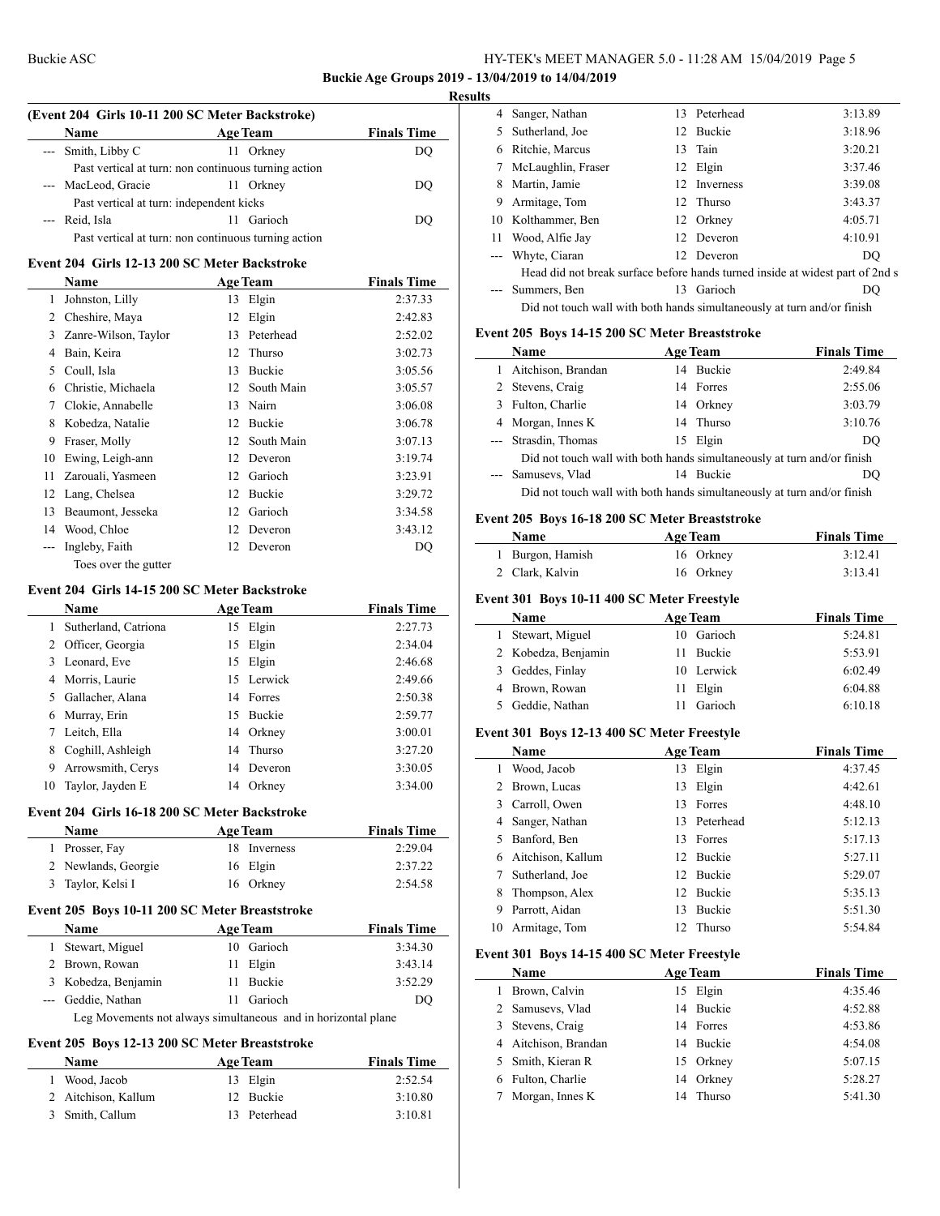**Buckie Age Groups 2019 - 13/04/2019 to 14/04/2019**

**Results**

### (Event 204 Girls 10-11 200 SC Meter Backstroke)

| | Name | Age | Team | Finals Time |
|---|---|---|---|---|
| --- | Smith, Libby C | 11 | Orkney | DQ |
| | Past vertical at turn: non continuous turning action | | | |
| --- | MacLeod, Gracie | 11 | Orkney | DQ |
| | Past vertical at turn: independent kicks | | | |
| --- | Reid, Isla | 11 | Garioch | DQ |
| | Past vertical at turn: non continuous turning action | | | |

### Event 204 Girls 12-13 200 SC Meter Backstroke

| | Name | Age | Team | Finals Time |
|---|---|---|---|---|
| 1 | Johnston, Lilly | 13 | Elgin | 2:37.33 |
| 2 | Cheshire, Maya | 12 | Elgin | 2:42.83 |
| 3 | Zanre-Wilson, Taylor | 13 | Peterhead | 2:52.02 |
| 4 | Bain, Keira | 12 | Thurso | 3:02.73 |
| 5 | Coull, Isla | 13 | Buckie | 3:05.56 |
| 6 | Christie, Michaela | 12 | South Main | 3:05.57 |
| 7 | Clokie, Annabelle | 13 | Nairn | 3:06.08 |
| 8 | Kobedza, Natalie | 12 | Buckie | 3:06.78 |
| 9 | Fraser, Molly | 12 | South Main | 3:07.13 |
| 10 | Ewing, Leigh-ann | 12 | Deveron | 3:19.74 |
| 11 | Zarouali, Yasmeen | 12 | Garioch | 3:23.91 |
| 12 | Lang, Chelsea | 12 | Buckie | 3:29.72 |
| 13 | Beaumont, Jesseka | 12 | Garioch | 3:34.58 |
| 14 | Wood, Chloe | 12 | Deveron | 3:43.12 |
| --- | Ingleby, Faith | 12 | Deveron | DQ |
| | Toes over the gutter | | | |

### Event 204 Girls 14-15 200 SC Meter Backstroke

| | Name | Age | Team | Finals Time |
|---|---|---|---|---|
| 1 | Sutherland, Catriona | 15 | Elgin | 2:27.73 |
| 2 | Officer, Georgia | 15 | Elgin | 2:34.04 |
| 3 | Leonard, Eve | 15 | Elgin | 2:46.68 |
| 4 | Morris, Laurie | 15 | Lerwick | 2:49.66 |
| 5 | Gallacher, Alana | 14 | Forres | 2:50.38 |
| 6 | Murray, Erin | 15 | Buckie | 2:59.77 |
| 7 | Leitch, Ella | 14 | Orkney | 3:00.01 |
| 8 | Coghill, Ashleigh | 14 | Thurso | 3:27.20 |
| 9 | Arrowsmith, Cerys | 14 | Deveron | 3:30.05 |
| 10 | Taylor, Jayden E | 14 | Orkney | 3:34.00 |

### Event 204 Girls 16-18 200 SC Meter Backstroke

| | Name | Age | Team | Finals Time |
|---|---|---|---|---|
| 1 | Prosser, Fay | 18 | Inverness | 2:29.04 |
| 2 | Newlands, Georgie | 16 | Elgin | 2:37.22 |
| 3 | Taylor, Kelsi I | 16 | Orkney | 2:54.58 |

### Event 205 Boys 10-11 200 SC Meter Breaststroke

| | Name | Age | Team | Finals Time |
|---|---|---|---|---|
| 1 | Stewart, Miguel | 10 | Garioch | 3:34.30 |
| 2 | Brown, Rowan | 11 | Elgin | 3:43.14 |
| 3 | Kobedza, Benjamin | 11 | Buckie | 3:52.29 |
| --- | Geddie, Nathan | 11 | Garioch | DQ |
| | Leg Movements not always simultaneous and in horizontal plane | | | |

### Event 205 Boys 12-13 200 SC Meter Breaststroke

| | Name | Age | Team | Finals Time |
|---|---|---|---|---|
| 1 | Wood, Jacob | 13 | Elgin | 2:52.54 |
| 2 | Aitchison, Kallum | 12 | Buckie | 3:10.80 |
| 3 | Smith, Callum | 13 | Peterhead | 3:10.81 |
| 4 | Sanger, Nathan | 13 | Peterhead | 3:13.89 |
| 5 | Sutherland, Joe | 12 | Buckie | 3:18.96 |
| 6 | Ritchie, Marcus | 13 | Tain | 3:20.21 |
| 7 | McLaughlin, Fraser | 12 | Elgin | 3:37.46 |
| 8 | Martin, Jamie | 12 | Inverness | 3:39.08 |
| 9 | Armitage, Tom | 12 | Thurso | 3:43.37 |
| 10 | Kolthammer, Ben | 12 | Orkney | 4:05.71 |
| 11 | Wood, Alfie Jay | 12 | Deveron | 4:10.91 |
| --- | Whyte, Ciaran | 12 | Deveron | DQ |
| | Head did not break surface before hands turned inside at widest part of 2nd s | | | |
| --- | Summers, Ben | 13 | Garioch | DQ |
| | Did not touch wall with both hands simultaneously at turn and/or finish | | | |

### Event 205 Boys 14-15 200 SC Meter Breaststroke

| | Name | Age | Team | Finals Time |
|---|---|---|---|---|
| 1 | Aitchison, Brandan | 14 | Buckie | 2:49.84 |
| 2 | Stevens, Craig | 14 | Forres | 2:55.06 |
| 3 | Fulton, Charlie | 14 | Orkney | 3:03.79 |
| 4 | Morgan, Innes K | 14 | Thurso | 3:10.76 |
| --- | Strasdin, Thomas | 15 | Elgin | DQ |
| | Did not touch wall with both hands simultaneously at turn and/or finish | | | |
| --- | Samusevs, Vlad | 14 | Buckie | DQ |
| | Did not touch wall with both hands simultaneously at turn and/or finish | | | |

### Event 205 Boys 16-18 200 SC Meter Breaststroke

| | Name | Age | Team | Finals Time |
|---|---|---|---|---|
| 1 | Burgon, Hamish | 16 | Orkney | 3:12.41 |
| 2 | Clark, Kalvin | 16 | Orkney | 3:13.41 |

### Event 301 Boys 10-11 400 SC Meter Freestyle

| | Name | Age | Team | Finals Time |
|---|---|---|---|---|
| 1 | Stewart, Miguel | 10 | Garioch | 5:24.81 |
| 2 | Kobedza, Benjamin | 11 | Buckie | 5:53.91 |
| 3 | Geddes, Finlay | 10 | Lerwick | 6:02.49 |
| 4 | Brown, Rowan | 11 | Elgin | 6:04.88 |
| 5 | Geddie, Nathan | 11 | Garioch | 6:10.18 |

### Event 301 Boys 12-13 400 SC Meter Freestyle

| | Name | Age | Team | Finals Time |
|---|---|---|---|---|
| 1 | Wood, Jacob | 13 | Elgin | 4:37.45 |
| 2 | Brown, Lucas | 13 | Elgin | 4:42.61 |
| 3 | Carroll, Owen | 13 | Forres | 4:48.10 |
| 4 | Sanger, Nathan | 13 | Peterhead | 5:12.13 |
| 5 | Banford, Ben | 13 | Forres | 5:17.13 |
| 6 | Aitchison, Kallum | 12 | Buckie | 5:27.11 |
| 7 | Sutherland, Joe | 12 | Buckie | 5:29.07 |
| 8 | Thompson, Alex | 12 | Buckie | 5:35.13 |
| 9 | Parrott, Aidan | 13 | Buckie | 5:51.30 |
| 10 | Armitage, Tom | 12 | Thurso | 5:54.84 |

### Event 301 Boys 14-15 400 SC Meter Freestyle

| | Name | Age | Team | Finals Time |
|---|---|---|---|---|
| 1 | Brown, Calvin | 15 | Elgin | 4:35.46 |
| 2 | Samusevs, Vlad | 14 | Buckie | 4:52.88 |
| 3 | Stevens, Craig | 14 | Forres | 4:53.86 |
| 4 | Aitchison, Brandan | 14 | Buckie | 4:54.08 |
| 5 | Smith, Kieran R | 15 | Orkney | 5:07.15 |
| 6 | Fulton, Charlie | 14 | Orkney | 5:28.27 |
| 7 | Morgan, Innes K | 14 | Thurso | 5:41.30 |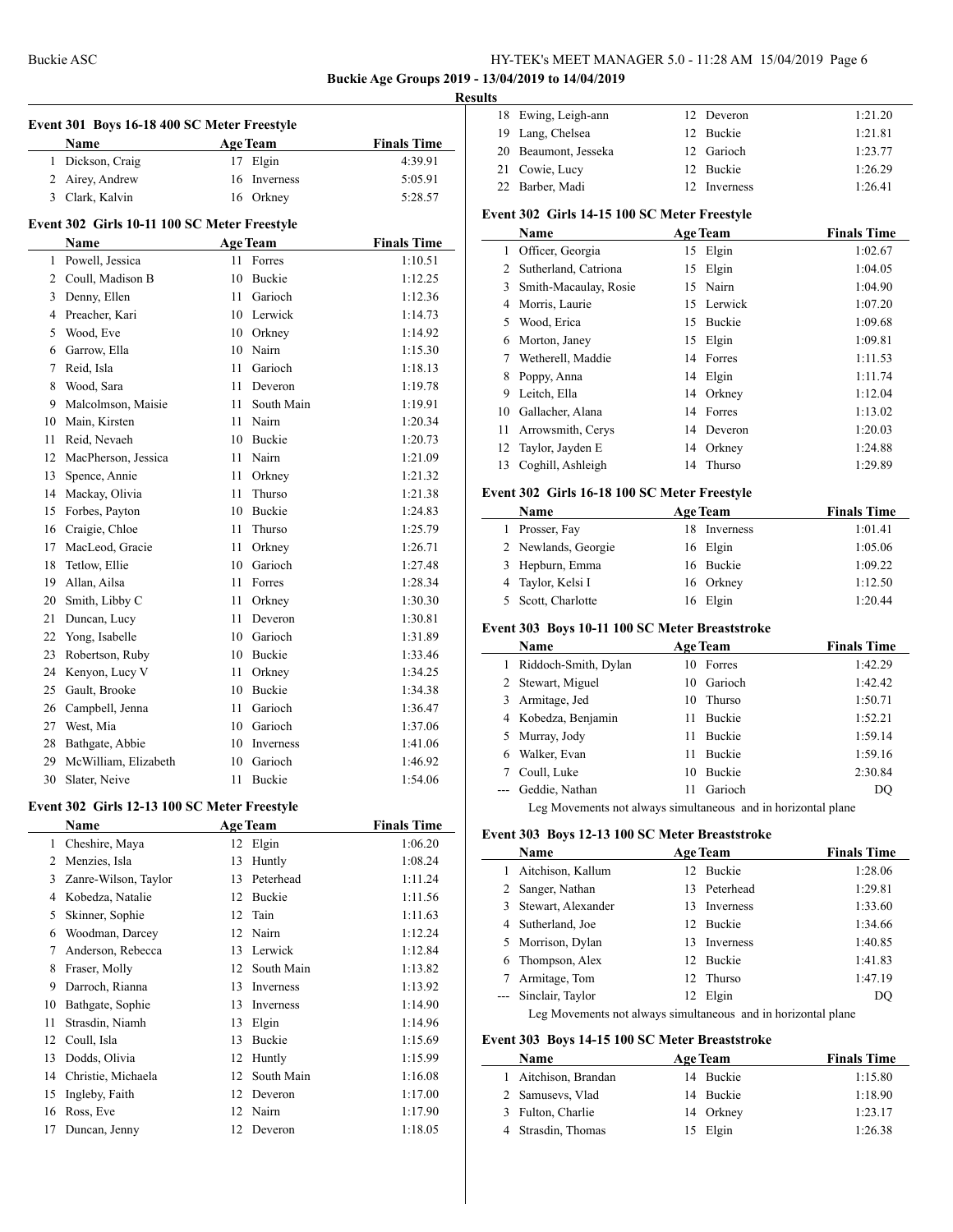**Buckie Age Groups 2019 - 13/04/2019 to 14/04/2019**

**Results**

### Event 301 Boys 16-18 400 SC Meter Freestyle

| | Name | Age | Team | Finals Time |
|---|---|---|---|---|
| 1 | Dickson, Craig | 17 | Elgin | 4:39.91 |
| 2 | Airey, Andrew | 16 | Inverness | 5:05.91 |
| 3 | Clark, Kalvin | 16 | Orkney | 5:28.57 |

### Event 302 Girls 10-11 100 SC Meter Freestyle

| | Name | Age | Team | Finals Time |
|---|---|---|---|---|
| 1 | Powell, Jessica | 11 | Forres | 1:10.51 |
| 2 | Coull, Madison B | 10 | Buckie | 1:12.25 |
| 3 | Denny, Ellen | 11 | Garioch | 1:12.36 |
| 4 | Preacher, Kari | 10 | Lerwick | 1:14.73 |
| 5 | Wood, Eve | 10 | Orkney | 1:14.92 |
| 6 | Garrow, Ella | 10 | Nairn | 1:15.30 |
| 7 | Reid, Isla | 11 | Garioch | 1:18.13 |
| 8 | Wood, Sara | 11 | Deveron | 1:19.78 |
| 9 | Malcolmson, Maisie | 11 | South Main | 1:19.91 |
| 10 | Main, Kirsten | 11 | Nairn | 1:20.34 |
| 11 | Reid, Nevaeh | 10 | Buckie | 1:20.73 |
| 12 | MacPherson, Jessica | 11 | Nairn | 1:21.09 |
| 13 | Spence, Annie | 11 | Orkney | 1:21.32 |
| 14 | Mackay, Olivia | 11 | Thurso | 1:21.38 |
| 15 | Forbes, Payton | 10 | Buckie | 1:24.83 |
| 16 | Craigie, Chloe | 11 | Thurso | 1:25.79 |
| 17 | MacLeod, Gracie | 11 | Orkney | 1:26.71 |
| 18 | Tetlow, Ellie | 10 | Garioch | 1:27.48 |
| 19 | Allan, Ailsa | 11 | Forres | 1:28.34 |
| 20 | Smith, Libby C | 11 | Orkney | 1:30.30 |
| 21 | Duncan, Lucy | 11 | Deveron | 1:30.81 |
| 22 | Yong, Isabelle | 10 | Garioch | 1:31.89 |
| 23 | Robertson, Ruby | 10 | Buckie | 1:33.46 |
| 24 | Kenyon, Lucy V | 11 | Orkney | 1:34.25 |
| 25 | Gault, Brooke | 10 | Buckie | 1:34.38 |
| 26 | Campbell, Jenna | 11 | Garioch | 1:36.47 |
| 27 | West, Mia | 10 | Garioch | 1:37.06 |
| 28 | Bathgate, Abbie | 10 | Inverness | 1:41.06 |
| 29 | McWilliam, Elizabeth | 10 | Garioch | 1:46.92 |
| 30 | Slater, Neive | 11 | Buckie | 1:54.06 |

### Event 302 Girls 12-13 100 SC Meter Freestyle

| | Name | Age | Team | Finals Time |
|---|---|---|---|---|
| 1 | Cheshire, Maya | 12 | Elgin | 1:06.20 |
| 2 | Menzies, Isla | 13 | Huntly | 1:08.24 |
| 3 | Zanre-Wilson, Taylor | 13 | Peterhead | 1:11.24 |
| 4 | Kobedza, Natalie | 12 | Buckie | 1:11.56 |
| 5 | Skinner, Sophie | 12 | Tain | 1:11.63 |
| 6 | Woodman, Darcey | 12 | Nairn | 1:12.24 |
| 7 | Anderson, Rebecca | 13 | Lerwick | 1:12.84 |
| 8 | Fraser, Molly | 12 | South Main | 1:13.82 |
| 9 | Darroch, Rianna | 13 | Inverness | 1:13.92 |
| 10 | Bathgate, Sophie | 13 | Inverness | 1:14.90 |
| 11 | Strasdin, Niamh | 13 | Elgin | 1:14.96 |
| 12 | Coull, Isla | 13 | Buckie | 1:15.69 |
| 13 | Dodds, Olivia | 12 | Huntly | 1:15.99 |
| 14 | Christie, Michaela | 12 | South Main | 1:16.08 |
| 15 | Ingleby, Faith | 12 | Deveron | 1:17.00 |
| 16 | Ross, Eve | 12 | Nairn | 1:17.90 |
| 17 | Duncan, Jenny | 12 | Deveron | 1:18.05 |
| 18 | Ewing, Leigh-ann | 12 | Deveron | 1:21.20 |
| 19 | Lang, Chelsea | 12 | Buckie | 1:21.81 |
| 20 | Beaumont, Jesseka | 12 | Garioch | 1:23.77 |
| 21 | Cowie, Lucy | 12 | Buckie | 1:26.29 |
| 22 | Barber, Madi | 12 | Inverness | 1:26.41 |

### Event 302 Girls 14-15 100 SC Meter Freestyle

| | Name | Age | Team | Finals Time |
|---|---|---|---|---|
| 1 | Officer, Georgia | 15 | Elgin | 1:02.67 |
| 2 | Sutherland, Catriona | 15 | Elgin | 1:04.05 |
| 3 | Smith-Macaulay, Rosie | 15 | Nairn | 1:04.90 |
| 4 | Morris, Laurie | 15 | Lerwick | 1:07.20 |
| 5 | Wood, Erica | 15 | Buckie | 1:09.68 |
| 6 | Morton, Janey | 15 | Elgin | 1:09.81 |
| 7 | Wetherell, Maddie | 14 | Forres | 1:11.53 |
| 8 | Poppy, Anna | 14 | Elgin | 1:11.74 |
| 9 | Leitch, Ella | 14 | Orkney | 1:12.04 |
| 10 | Gallacher, Alana | 14 | Forres | 1:13.02 |
| 11 | Arrowsmith, Cerys | 14 | Deveron | 1:20.03 |
| 12 | Taylor, Jayden E | 14 | Orkney | 1:24.88 |
| 13 | Coghill, Ashleigh | 14 | Thurso | 1:29.89 |

### Event 302 Girls 16-18 100 SC Meter Freestyle

| | Name | Age | Team | Finals Time |
|---|---|---|---|---|
| 1 | Prosser, Fay | 18 | Inverness | 1:01.41 |
| 2 | Newlands, Georgie | 16 | Elgin | 1:05.06 |
| 3 | Hepburn, Emma | 16 | Buckie | 1:09.22 |
| 4 | Taylor, Kelsi I | 16 | Orkney | 1:12.50 |
| 5 | Scott, Charlotte | 16 | Elgin | 1:20.44 |

### Event 303 Boys 10-11 100 SC Meter Breaststroke

| | Name | Age | Team | Finals Time |
|---|---|---|---|---|
| 1 | Riddoch-Smith, Dylan | 10 | Forres | 1:42.29 |
| 2 | Stewart, Miguel | 10 | Garioch | 1:42.42 |
| 3 | Armitage, Jed | 10 | Thurso | 1:50.71 |
| 4 | Kobedza, Benjamin | 11 | Buckie | 1:52.21 |
| 5 | Murray, Jody | 11 | Buckie | 1:59.14 |
| 6 | Walker, Evan | 11 | Buckie | 1:59.16 |
| 7 | Coull, Luke | 10 | Buckie | 2:30.84 |
| --- | Geddie, Nathan | 11 | Garioch | DQ |

Leg Movements not always simultaneous and in horizontal plane

### Event 303 Boys 12-13 100 SC Meter Breaststroke

| | Name | Age | Team | Finals Time |
|---|---|---|---|---|
| 1 | Aitchison, Kallum | 12 | Buckie | 1:28.06 |
| 2 | Sanger, Nathan | 13 | Peterhead | 1:29.81 |
| 3 | Stewart, Alexander | 13 | Inverness | 1:33.60 |
| 4 | Sutherland, Joe | 12 | Buckie | 1:34.66 |
| 5 | Morrison, Dylan | 13 | Inverness | 1:40.85 |
| 6 | Thompson, Alex | 12 | Buckie | 1:41.83 |
| 7 | Armitage, Tom | 12 | Thurso | 1:47.19 |
| --- | Sinclair, Taylor | 12 | Elgin | DQ |

Leg Movements not always simultaneous and in horizontal plane

### Event 303 Boys 14-15 100 SC Meter Breaststroke

| | Name | Age | Team | Finals Time |
|---|---|---|---|---|
| 1 | Aitchison, Brandan | 14 | Buckie | 1:15.80 |
| 2 | Samusevs, Vlad | 14 | Buckie | 1:18.90 |
| 3 | Fulton, Charlie | 14 | Orkney | 1:23.17 |
| 4 | Strasdin, Thomas | 15 | Elgin | 1:26.38 |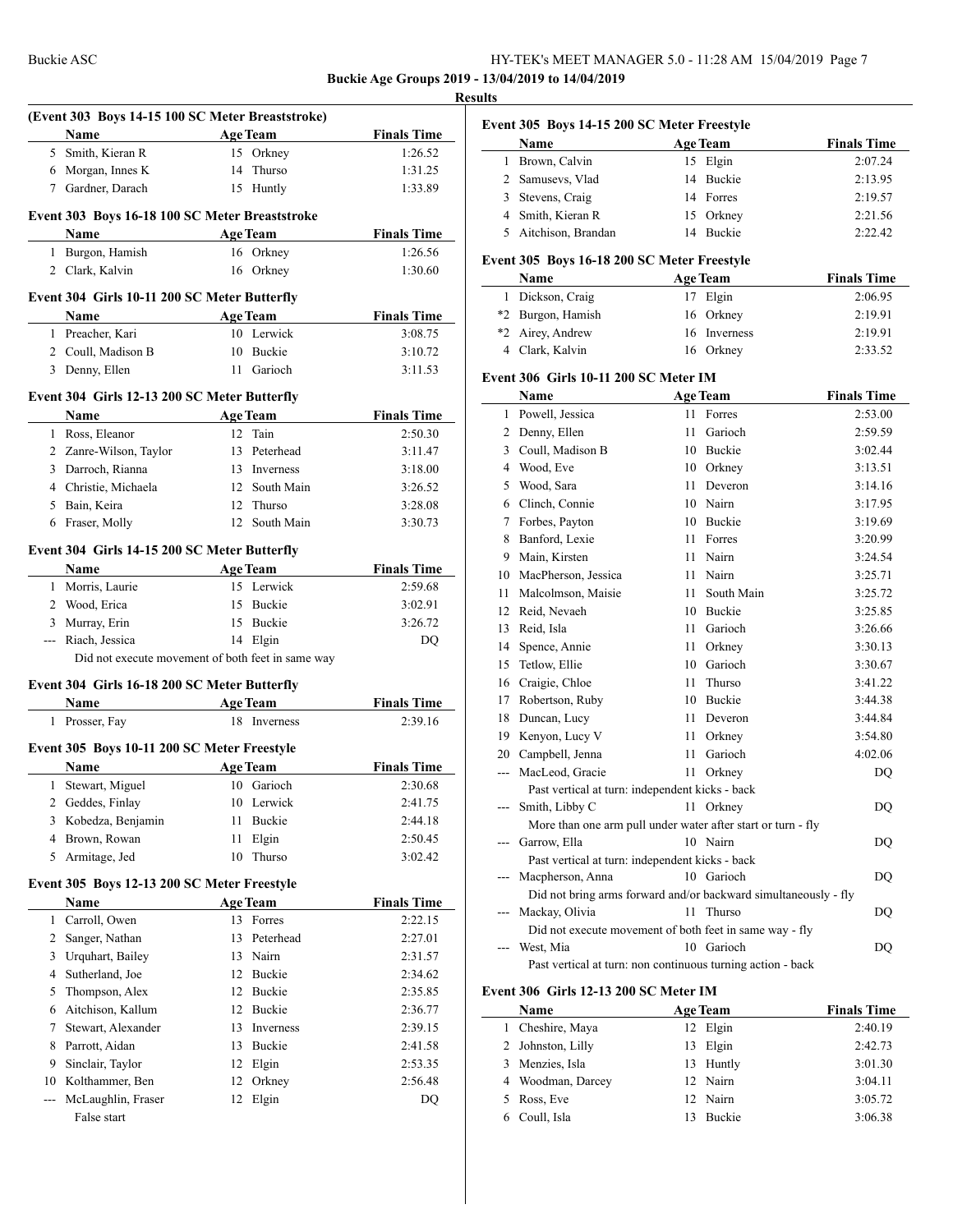**Buckie Age Groups 2019 - 13/04/2019 to 14/04/2019**

**Results**

### (Event 303 Boys 14-15 100 SC Meter Breaststroke)

| | Name | Age | Team | Finals Time |
|---|---|---|---|---|
| 5 | Smith, Kieran R | 15 | Orkney | 1:26.52 |
| 6 | Morgan, Innes K | 14 | Thurso | 1:31.25 |
| 7 | Gardner, Darach | 15 | Huntly | 1:33.89 |

### Event 303 Boys 16-18 100 SC Meter Breaststroke

| | Name | Age | Team | Finals Time |
|---|---|---|---|---|
| 1 | Burgon, Hamish | 16 | Orkney | 1:26.56 |
| 2 | Clark, Kalvin | 16 | Orkney | 1:30.60 |

### Event 304 Girls 10-11 200 SC Meter Butterfly

| | Name | Age | Team | Finals Time |
|---|---|---|---|---|
| 1 | Preacher, Kari | 10 | Lerwick | 3:08.75 |
| 2 | Coull, Madison B | 10 | Buckie | 3:10.72 |
| 3 | Denny, Ellen | 11 | Garioch | 3:11.53 |

### Event 304 Girls 12-13 200 SC Meter Butterfly

| | Name | Age | Team | Finals Time |
|---|---|---|---|---|
| 1 | Ross, Eleanor | 12 | Tain | 2:50.30 |
| 2 | Zanre-Wilson, Taylor | 13 | Peterhead | 3:11.47 |
| 3 | Darroch, Rianna | 13 | Inverness | 3:18.00 |
| 4 | Christie, Michaela | 12 | South Main | 3:26.52 |
| 5 | Bain, Keira | 12 | Thurso | 3:28.08 |
| 6 | Fraser, Molly | 12 | South Main | 3:30.73 |

### Event 304 Girls 14-15 200 SC Meter Butterfly

| | Name | Age | Team | Finals Time |
|---|---|---|---|---|
| 1 | Morris, Laurie | 15 | Lerwick | 2:59.68 |
| 2 | Wood, Erica | 15 | Buckie | 3:02.91 |
| 3 | Murray, Erin | 15 | Buckie | 3:26.72 |
| --- | Riach, Jessica | 14 | Elgin | DQ |
| | Did not execute movement of both feet in same way | | | |

### Event 304 Girls 16-18 200 SC Meter Butterfly

| | Name | Age | Team | Finals Time |
|---|---|---|---|---|
| 1 | Prosser, Fay | 18 | Inverness | 2:39.16 |

### Event 305 Boys 10-11 200 SC Meter Freestyle

| | Name | Age | Team | Finals Time |
|---|---|---|---|---|
| 1 | Stewart, Miguel | 10 | Garioch | 2:30.68 |
| 2 | Geddes, Finlay | 10 | Lerwick | 2:41.75 |
| 3 | Kobedza, Benjamin | 11 | Buckie | 2:44.18 |
| 4 | Brown, Rowan | 11 | Elgin | 2:50.45 |
| 5 | Armitage, Jed | 10 | Thurso | 3:02.42 |

### Event 305 Boys 12-13 200 SC Meter Freestyle

| | Name | Age | Team | Finals Time |
|---|---|---|---|---|
| 1 | Carroll, Owen | 13 | Forres | 2:22.15 |
| 2 | Sanger, Nathan | 13 | Peterhead | 2:27.01 |
| 3 | Urquhart, Bailey | 13 | Nairn | 2:31.57 |
| 4 | Sutherland, Joe | 12 | Buckie | 2:34.62 |
| 5 | Thompson, Alex | 12 | Buckie | 2:35.85 |
| 6 | Aitchison, Kallum | 12 | Buckie | 2:36.77 |
| 7 | Stewart, Alexander | 13 | Inverness | 2:39.15 |
| 8 | Parrott, Aidan | 13 | Buckie | 2:41.58 |
| 9 | Sinclair, Taylor | 12 | Elgin | 2:53.35 |
| 10 | Kolthammer, Ben | 12 | Orkney | 2:56.48 |
| --- | McLaughlin, Fraser | 12 | Elgin | DQ |
| | False start | | | |

### Event 305 Boys 14-15 200 SC Meter Freestyle

| | Name | Age | Team | Finals Time |
|---|---|---|---|---|
| 1 | Brown, Calvin | 15 | Elgin | 2:07.24 |
| 2 | Samusevs, Vlad | 14 | Buckie | 2:13.95 |
| 3 | Stevens, Craig | 14 | Forres | 2:19.57 |
| 4 | Smith, Kieran R | 15 | Orkney | 2:21.56 |
| 5 | Aitchison, Brandan | 14 | Buckie | 2:22.42 |

### Event 305 Boys 16-18 200 SC Meter Freestyle

| | Name | Age | Team | Finals Time |
|---|---|---|---|---|
| 1 | Dickson, Craig | 17 | Elgin | 2:06.95 |
| *2 | Burgon, Hamish | 16 | Orkney | 2:19.91 |
| *2 | Airey, Andrew | 16 | Inverness | 2:19.91 |
| 4 | Clark, Kalvin | 16 | Orkney | 2:33.52 |

### Event 306 Girls 10-11 200 SC Meter IM

| | Name | Age | Team | Finals Time |
|---|---|---|---|---|
| 1 | Powell, Jessica | 11 | Forres | 2:53.00 |
| 2 | Denny, Ellen | 11 | Garioch | 2:59.59 |
| 3 | Coull, Madison B | 10 | Buckie | 3:02.44 |
| 4 | Wood, Eve | 10 | Orkney | 3:13.51 |
| 5 | Wood, Sara | 11 | Deveron | 3:14.16 |
| 6 | Clinch, Connie | 10 | Nairn | 3:17.95 |
| 7 | Forbes, Payton | 10 | Buckie | 3:19.69 |
| 8 | Banford, Lexie | 11 | Forres | 3:20.99 |
| 9 | Main, Kirsten | 11 | Nairn | 3:24.54 |
| 10 | MacPherson, Jessica | 11 | Nairn | 3:25.71 |
| 11 | Malcolmson, Maisie | 11 | South Main | 3:25.72 |
| 12 | Reid, Nevaeh | 10 | Buckie | 3:25.85 |
| 13 | Reid, Isla | 11 | Garioch | 3:26.66 |
| 14 | Spence, Annie | 11 | Orkney | 3:30.13 |
| 15 | Tetlow, Ellie | 10 | Garioch | 3:30.67 |
| 16 | Craigie, Chloe | 11 | Thurso | 3:41.22 |
| 17 | Robertson, Ruby | 10 | Buckie | 3:44.38 |
| 18 | Duncan, Lucy | 11 | Deveron | 3:44.84 |
| 19 | Kenyon, Lucy V | 11 | Orkney | 3:54.80 |
| 20 | Campbell, Jenna | 11 | Garioch | 4:02.06 |
| --- | MacLeod, Gracie | 11 | Orkney | DQ |
| | Past vertical at turn: independent kicks - back | | | |
| --- | Smith, Libby C | 11 | Orkney | DQ |
| | More than one arm pull under water after start or turn - fly | | | |
| --- | Garrow, Ella | 10 | Nairn | DQ |
| | Past vertical at turn: independent kicks - back | | | |
| --- | Macpherson, Anna | 10 | Garioch | DQ |
| | Did not bring arms forward and/or backward simultaneously - fly | | | |
| --- | Mackay, Olivia | 11 | Thurso | DQ |
| | Did not execute movement of both feet in same way - fly | | | |
| --- | West, Mia | 10 | Garioch | DQ |
| | Past vertical at turn: non continuous turning action - back | | | |

### Event 306 Girls 12-13 200 SC Meter IM

| | Name | Age | Team | Finals Time |
|---|---|---|---|---|
| 1 | Cheshire, Maya | 12 | Elgin | 2:40.19 |
| 2 | Johnston, Lilly | 13 | Elgin | 2:42.73 |
| 3 | Menzies, Isla | 13 | Huntly | 3:01.30 |
| 4 | Woodman, Darcey | 12 | Nairn | 3:04.11 |
| 5 | Ross, Eve | 12 | Nairn | 3:05.72 |
| 6 | Coull, Isla | 13 | Buckie | 3:06.38 |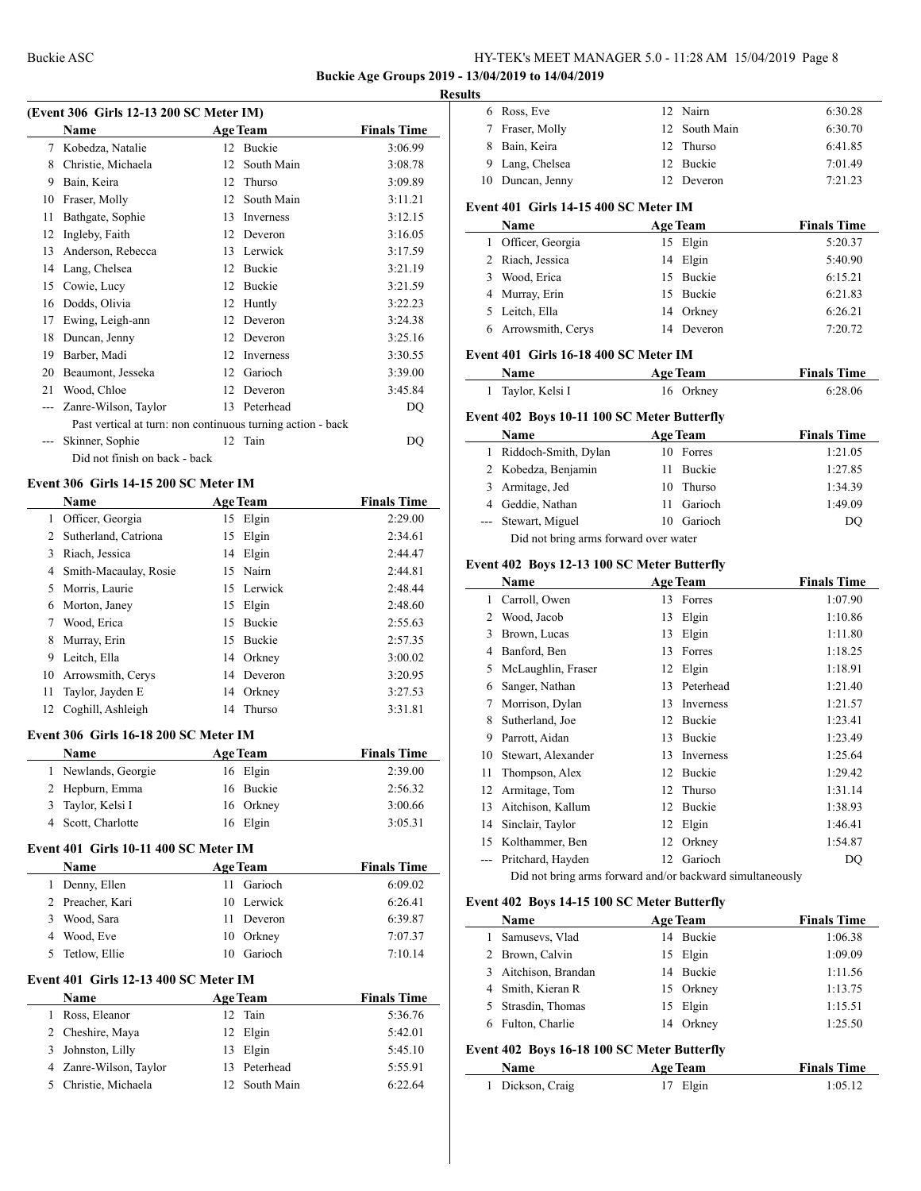## Buckie Age Groups 2019 - 13/04/2019 to 14/04/2019

### Results

#### (Event 306 Girls 12-13 200 SC Meter IM)

| | Name | Age | Team | Finals Time |
|---|---|---|---|---|
| 7 | Kobedza, Natalie | 12 | Buckie | 3:06.99 |
| 8 | Christie, Michaela | 12 | South Main | 3:08.78 |
| 9 | Bain, Keira | 12 | Thurso | 3:09.89 |
| 10 | Fraser, Molly | 12 | South Main | 3:11.21 |
| 11 | Bathgate, Sophie | 13 | Inverness | 3:12.15 |
| 12 | Ingleby, Faith | 12 | Deveron | 3:16.05 |
| 13 | Anderson, Rebecca | 13 | Lerwick | 3:17.59 |
| 14 | Lang, Chelsea | 12 | Buckie | 3:21.19 |
| 15 | Cowie, Lucy | 12 | Buckie | 3:21.59 |
| 16 | Dodds, Olivia | 12 | Huntly | 3:22.23 |
| 17 | Ewing, Leigh-ann | 12 | Deveron | 3:24.38 |
| 18 | Duncan, Jenny | 12 | Deveron | 3:25.16 |
| 19 | Barber, Madi | 12 | Inverness | 3:30.55 |
| 20 | Beaumont, Jesseka | 12 | Garioch | 3:39.00 |
| 21 | Wood, Chloe | 12 | Deveron | 3:45.84 |
| --- | Zanre-Wilson, Taylor | 13 | Peterhead | DQ |
| | Past vertical at turn: non continuous turning action - back | | | |
| --- | Skinner, Sophie | 12 | Tain | DQ |
| | Did not finish on back - back | | | |

#### Event 306 Girls 14-15 200 SC Meter IM

| | Name | Age | Team | Finals Time |
|---|---|---|---|---|
| 1 | Officer, Georgia | 15 | Elgin | 2:29.00 |
| 2 | Sutherland, Catriona | 15 | Elgin | 2:34.61 |
| 3 | Riach, Jessica | 14 | Elgin | 2:44.47 |
| 4 | Smith-Macaulay, Rosie | 15 | Nairn | 2:44.81 |
| 5 | Morris, Laurie | 15 | Lerwick | 2:48.44 |
| 6 | Morton, Janey | 15 | Elgin | 2:48.60 |
| 7 | Wood, Erica | 15 | Buckie | 2:55.63 |
| 8 | Murray, Erin | 15 | Buckie | 2:57.35 |
| 9 | Leitch, Ella | 14 | Orkney | 3:00.02 |
| 10 | Arrowsmith, Cerys | 14 | Deveron | 3:20.95 |
| 11 | Taylor, Jayden E | 14 | Orkney | 3:27.53 |
| 12 | Coghill, Ashleigh | 14 | Thurso | 3:31.81 |

#### Event 306 Girls 16-18 200 SC Meter IM

| | Name | Age | Team | Finals Time |
|---|---|---|---|---|
| 1 | Newlands, Georgie | 16 | Elgin | 2:39.00 |
| 2 | Hepburn, Emma | 16 | Buckie | 2:56.32 |
| 3 | Taylor, Kelsi I | 16 | Orkney | 3:00.66 |
| 4 | Scott, Charlotte | 16 | Elgin | 3:05.31 |

#### Event 401 Girls 10-11 400 SC Meter IM

| | Name | Age | Team | Finals Time |
|---|---|---|---|---|
| 1 | Denny, Ellen | 11 | Garioch | 6:09.02 |
| 2 | Preacher, Kari | 10 | Lerwick | 6:26.41 |
| 3 | Wood, Sara | 11 | Deveron | 6:39.87 |
| 4 | Wood, Eve | 10 | Orkney | 7:07.37 |
| 5 | Tetlow, Ellie | 10 | Garioch | 7:10.14 |

#### Event 401 Girls 12-13 400 SC Meter IM

| | Name | Age | Team | Finals Time |
|---|---|---|---|---|
| 1 | Ross, Eleanor | 12 | Tain | 5:36.76 |
| 2 | Cheshire, Maya | 12 | Elgin | 5:42.01 |
| 3 | Johnston, Lilly | 13 | Elgin | 5:45.10 |
| 4 | Zanre-Wilson, Taylor | 13 | Peterhead | 5:55.91 |
| 5 | Christie, Michaela | 12 | South Main | 6:22.64 |
| 6 | Ross, Eve | 12 | Nairn | 6:30.28 |
| 7 | Fraser, Molly | 12 | South Main | 6:30.70 |
| 8 | Bain, Keira | 12 | Thurso | 6:41.85 |
| 9 | Lang, Chelsea | 12 | Buckie | 7:01.49 |
| 10 | Duncan, Jenny | 12 | Deveron | 7:21.23 |

#### Event 401 Girls 14-15 400 SC Meter IM

| | Name | Age | Team | Finals Time |
|---|---|---|---|---|
| 1 | Officer, Georgia | 15 | Elgin | 5:20.37 |
| 2 | Riach, Jessica | 14 | Elgin | 5:40.90 |
| 3 | Wood, Erica | 15 | Buckie | 6:15.21 |
| 4 | Murray, Erin | 15 | Buckie | 6:21.83 |
| 5 | Leitch, Ella | 14 | Orkney | 6:26.21 |
| 6 | Arrowsmith, Cerys | 14 | Deveron | 7:20.72 |

#### Event 401 Girls 16-18 400 SC Meter IM

| | Name | Age | Team | Finals Time |
|---|---|---|---|---|
| 1 | Taylor, Kelsi I | 16 | Orkney | 6:28.06 |

#### Event 402 Boys 10-11 100 SC Meter Butterfly

| | Name | Age | Team | Finals Time |
|---|---|---|---|---|
| 1 | Riddoch-Smith, Dylan | 10 | Forres | 1:21.05 |
| 2 | Kobedza, Benjamin | 11 | Buckie | 1:27.85 |
| 3 | Armitage, Jed | 10 | Thurso | 1:34.39 |
| 4 | Geddie, Nathan | 11 | Garioch | 1:49.09 |
| --- | Stewart, Miguel | 10 | Garioch | DQ |
| | Did not bring arms forward over water | | | |

#### Event 402 Boys 12-13 100 SC Meter Butterfly

| | Name | Age | Team | Finals Time |
|---|---|---|---|---|
| 1 | Carroll, Owen | 13 | Forres | 1:07.90 |
| 2 | Wood, Jacob | 13 | Elgin | 1:10.86 |
| 3 | Brown, Lucas | 13 | Elgin | 1:11.80 |
| 4 | Banford, Ben | 13 | Forres | 1:18.25 |
| 5 | McLaughlin, Fraser | 12 | Elgin | 1:18.91 |
| 6 | Sanger, Nathan | 13 | Peterhead | 1:21.40 |
| 7 | Morrison, Dylan | 13 | Inverness | 1:21.57 |
| 8 | Sutherland, Joe | 12 | Buckie | 1:23.41 |
| 9 | Parrott, Aidan | 13 | Buckie | 1:23.49 |
| 10 | Stewart, Alexander | 13 | Inverness | 1:25.64 |
| 11 | Thompson, Alex | 12 | Buckie | 1:29.42 |
| 12 | Armitage, Tom | 12 | Thurso | 1:31.14 |
| 13 | Aitchison, Kallum | 12 | Buckie | 1:38.93 |
| 14 | Sinclair, Taylor | 12 | Elgin | 1:46.41 |
| 15 | Kolthammer, Ben | 12 | Orkney | 1:54.87 |
| --- | Pritchard, Hayden | 12 | Garioch | DQ |
| | Did not bring arms forward and/or backward simultaneously | | | |

#### Event 402 Boys 14-15 100 SC Meter Butterfly

| | Name | Age | Team | Finals Time |
|---|---|---|---|---|
| 1 | Samusevs, Vlad | 14 | Buckie | 1:06.38 |
| 2 | Brown, Calvin | 15 | Elgin | 1:09.09 |
| 3 | Aitchison, Brandan | 14 | Buckie | 1:11.56 |
| 4 | Smith, Kieran R | 15 | Orkney | 1:13.75 |
| 5 | Strasdin, Thomas | 15 | Elgin | 1:15.51 |
| 6 | Fulton, Charlie | 14 | Orkney | 1:25.50 |

#### Event 402 Boys 16-18 100 SC Meter Butterfly

| | Name | Age | Team | Finals Time |
|---|---|---|---|---|
| 1 | Dickson, Craig | 17 | Elgin | 1:05.12 |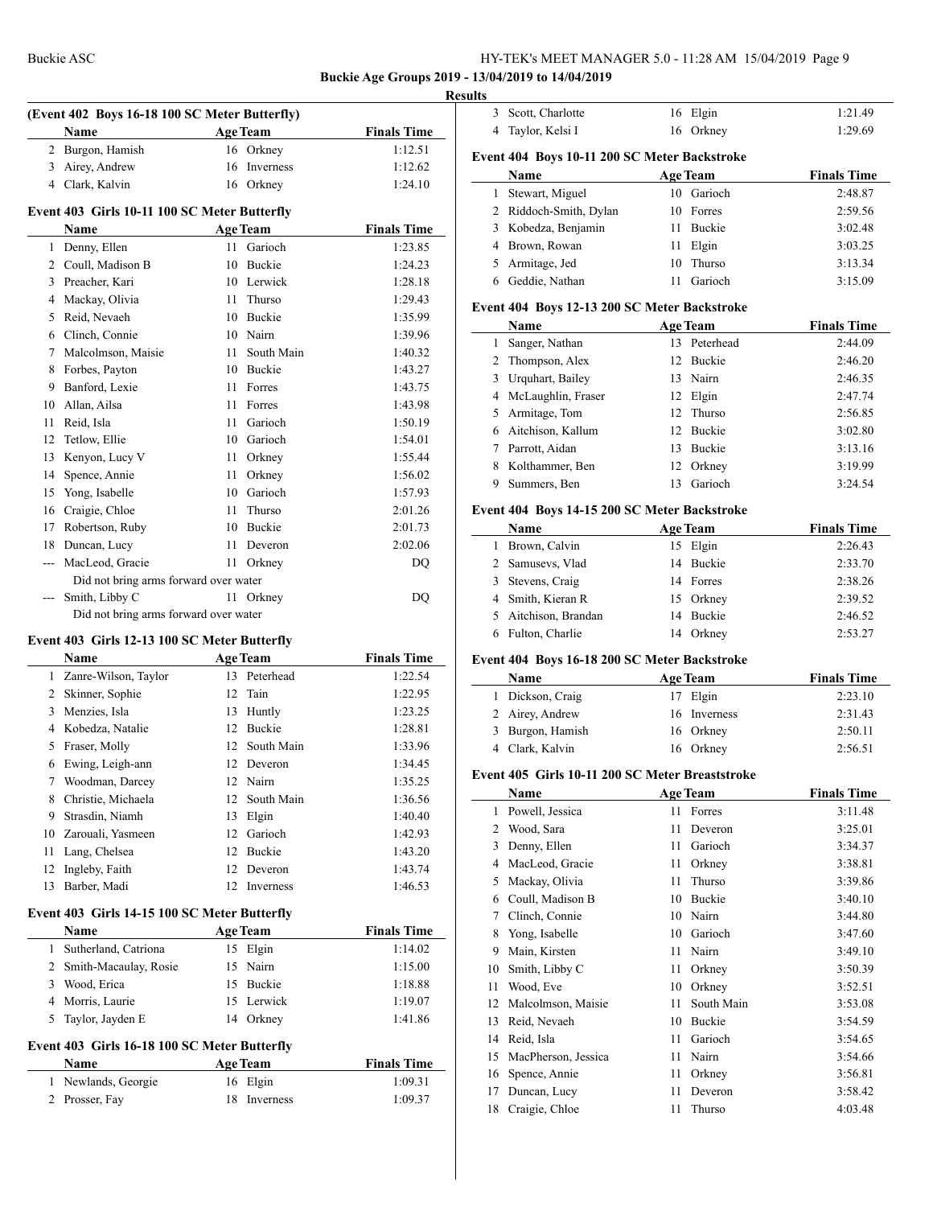## (Event 402 Boys 16-18 100 SC Meter Butterfly)

| | Name | Age | Team | Finals Time |
|---|---|---|---|---|
| 2 | Burgon, Hamish | 16 | Orkney | 1:12.51 |
| 3 | Airey, Andrew | 16 | Inverness | 1:12.62 |
| 4 | Clark, Kalvin | 16 | Orkney | 1:24.10 |

## Event 403 Girls 10-11 100 SC Meter Butterfly

| | Name | Age | Team | Finals Time |
|---|---|---|---|---|
| 1 | Denny, Ellen | 11 | Garioch | 1:23.85 |
| 2 | Coull, Madison B | 10 | Buckie | 1:24.23 |
| 3 | Preacher, Kari | 10 | Lerwick | 1:28.18 |
| 4 | Mackay, Olivia | 11 | Thurso | 1:29.43 |
| 5 | Reid, Nevaeh | 10 | Buckie | 1:35.99 |
| 6 | Clinch, Connie | 10 | Nairn | 1:39.96 |
| 7 | Malcolmson, Maisie | 11 | South Main | 1:40.32 |
| 8 | Forbes, Payton | 10 | Buckie | 1:43.27 |
| 9 | Banford, Lexie | 11 | Forres | 1:43.75 |
| 10 | Allan, Ailsa | 11 | Forres | 1:43.98 |
| 11 | Reid, Isla | 11 | Garioch | 1:50.19 |
| 12 | Tetlow, Ellie | 10 | Garioch | 1:54.01 |
| 13 | Kenyon, Lucy V | 11 | Orkney | 1:55.44 |
| 14 | Spence, Annie | 11 | Orkney | 1:56.02 |
| 15 | Yong, Isabelle | 10 | Garioch | 1:57.93 |
| 16 | Craigie, Chloe | 11 | Thurso | 2:01.26 |
| 17 | Robertson, Ruby | 10 | Buckie | 2:01.73 |
| 18 | Duncan, Lucy | 11 | Deveron | 2:02.06 |
| --- | MacLeod, Gracie | 11 | Orkney | DQ |
| | Did not bring arms forward over water | | | |
| --- | Smith, Libby C | 11 | Orkney | DQ |
| | Did not bring arms forward over water | | | |

## Event 403 Girls 12-13 100 SC Meter Butterfly

| | Name | Age | Team | Finals Time |
|---|---|---|---|---|
| 1 | Zanre-Wilson, Taylor | 13 | Peterhead | 1:22.54 |
| 2 | Skinner, Sophie | 12 | Tain | 1:22.95 |
| 3 | Menzies, Isla | 13 | Huntly | 1:23.25 |
| 4 | Kobedza, Natalie | 12 | Buckie | 1:28.81 |
| 5 | Fraser, Molly | 12 | South Main | 1:33.96 |
| 6 | Ewing, Leigh-ann | 12 | Deveron | 1:34.45 |
| 7 | Woodman, Darcey | 12 | Nairn | 1:35.25 |
| 8 | Christie, Michaela | 12 | South Main | 1:36.56 |
| 9 | Strasdin, Niamh | 13 | Elgin | 1:40.40 |
| 10 | Zarouali, Yasmeen | 12 | Garioch | 1:42.93 |
| 11 | Lang, Chelsea | 12 | Buckie | 1:43.20 |
| 12 | Ingleby, Faith | 12 | Deveron | 1:43.74 |
| 13 | Barber, Madi | 12 | Inverness | 1:46.53 |

## Event 403 Girls 14-15 100 SC Meter Butterfly

| | Name | Age | Team | Finals Time |
|---|---|---|---|---|
| 1 | Sutherland, Catriona | 15 | Elgin | 1:14.02 |
| 2 | Smith-Macaulay, Rosie | 15 | Nairn | 1:15.00 |
| 3 | Wood, Erica | 15 | Buckie | 1:18.88 |
| 4 | Morris, Laurie | 15 | Lerwick | 1:19.07 |
| 5 | Taylor, Jayden E | 14 | Orkney | 1:41.86 |

## Event 403 Girls 16-18 100 SC Meter Butterfly

| | Name | Age | Team | Finals Time |
|---|---|---|---|---|
| 1 | Newlands, Georgie | 16 | Elgin | 1:09.31 |
| 2 | Prosser, Fay | 18 | Inverness | 1:09.37 |
| 3 | Scott, Charlotte | 16 | Elgin | 1:21.49 |
| 4 | Taylor, Kelsi I | 16 | Orkney | 1:29.69 |

## Event 404 Boys 10-11 200 SC Meter Backstroke

| | Name | Age | Team | Finals Time |
|---|---|---|---|---|
| 1 | Stewart, Miguel | 10 | Garioch | 2:48.87 |
| 2 | Riddoch-Smith, Dylan | 10 | Forres | 2:59.56 |
| 3 | Kobedza, Benjamin | 11 | Buckie | 3:02.48 |
| 4 | Brown, Rowan | 11 | Elgin | 3:03.25 |
| 5 | Armitage, Jed | 10 | Thurso | 3:13.34 |
| 6 | Geddie, Nathan | 11 | Garioch | 3:15.09 |

## Event 404 Boys 12-13 200 SC Meter Backstroke

| | Name | Age | Team | Finals Time |
|---|---|---|---|---|
| 1 | Sanger, Nathan | 13 | Peterhead | 2:44.09 |
| 2 | Thompson, Alex | 12 | Buckie | 2:46.20 |
| 3 | Urquhart, Bailey | 13 | Nairn | 2:46.35 |
| 4 | McLaughlin, Fraser | 12 | Elgin | 2:47.74 |
| 5 | Armitage, Tom | 12 | Thurso | 2:56.85 |
| 6 | Aitchison, Kallum | 12 | Buckie | 3:02.80 |
| 7 | Parrott, Aidan | 13 | Buckie | 3:13.16 |
| 8 | Kolthammer, Ben | 12 | Orkney | 3:19.99 |
| 9 | Summers, Ben | 13 | Garioch | 3:24.54 |

## Event 404 Boys 14-15 200 SC Meter Backstroke

| | Name | Age | Team | Finals Time |
|---|---|---|---|---|
| 1 | Brown, Calvin | 15 | Elgin | 2:26.43 |
| 2 | Samusevs, Vlad | 14 | Buckie | 2:33.70 |
| 3 | Stevens, Craig | 14 | Forres | 2:38.26 |
| 4 | Smith, Kieran R | 15 | Orkney | 2:39.52 |
| 5 | Aitchison, Brandan | 14 | Buckie | 2:46.52 |
| 6 | Fulton, Charlie | 14 | Orkney | 2:53.27 |

## Event 404 Boys 16-18 200 SC Meter Backstroke

| | Name | Age | Team | Finals Time |
|---|---|---|---|---|
| 1 | Dickson, Craig | 17 | Elgin | 2:23.10 |
| 2 | Airey, Andrew | 16 | Inverness | 2:31.43 |
| 3 | Burgon, Hamish | 16 | Orkney | 2:50.11 |
| 4 | Clark, Kalvin | 16 | Orkney | 2:56.51 |

## Event 405 Girls 10-11 200 SC Meter Breaststroke

| | Name | Age | Team | Finals Time |
|---|---|---|---|---|
| 1 | Powell, Jessica | 11 | Forres | 3:11.48 |
| 2 | Wood, Sara | 11 | Deveron | 3:25.01 |
| 3 | Denny, Ellen | 11 | Garioch | 3:34.37 |
| 4 | MacLeod, Gracie | 11 | Orkney | 3:38.81 |
| 5 | Mackay, Olivia | 11 | Thurso | 3:39.86 |
| 6 | Coull, Madison B | 10 | Buckie | 3:40.10 |
| 7 | Clinch, Connie | 10 | Nairn | 3:44.80 |
| 8 | Yong, Isabelle | 10 | Garioch | 3:47.60 |
| 9 | Main, Kirsten | 11 | Nairn | 3:49.10 |
| 10 | Smith, Libby C | 11 | Orkney | 3:50.39 |
| 11 | Wood, Eve | 10 | Orkney | 3:52.51 |
| 12 | Malcolmson, Maisie | 11 | South Main | 3:53.08 |
| 13 | Reid, Nevaeh | 10 | Buckie | 3:54.59 |
| 14 | Reid, Isla | 11 | Garioch | 3:54.65 |
| 15 | MacPherson, Jessica | 11 | Nairn | 3:54.66 |
| 16 | Spence, Annie | 11 | Orkney | 3:56.81 |
| 17 | Duncan, Lucy | 11 | Deveron | 3:58.42 |
| 18 | Craigie, Chloe | 11 | Thurso | 4:03.48 |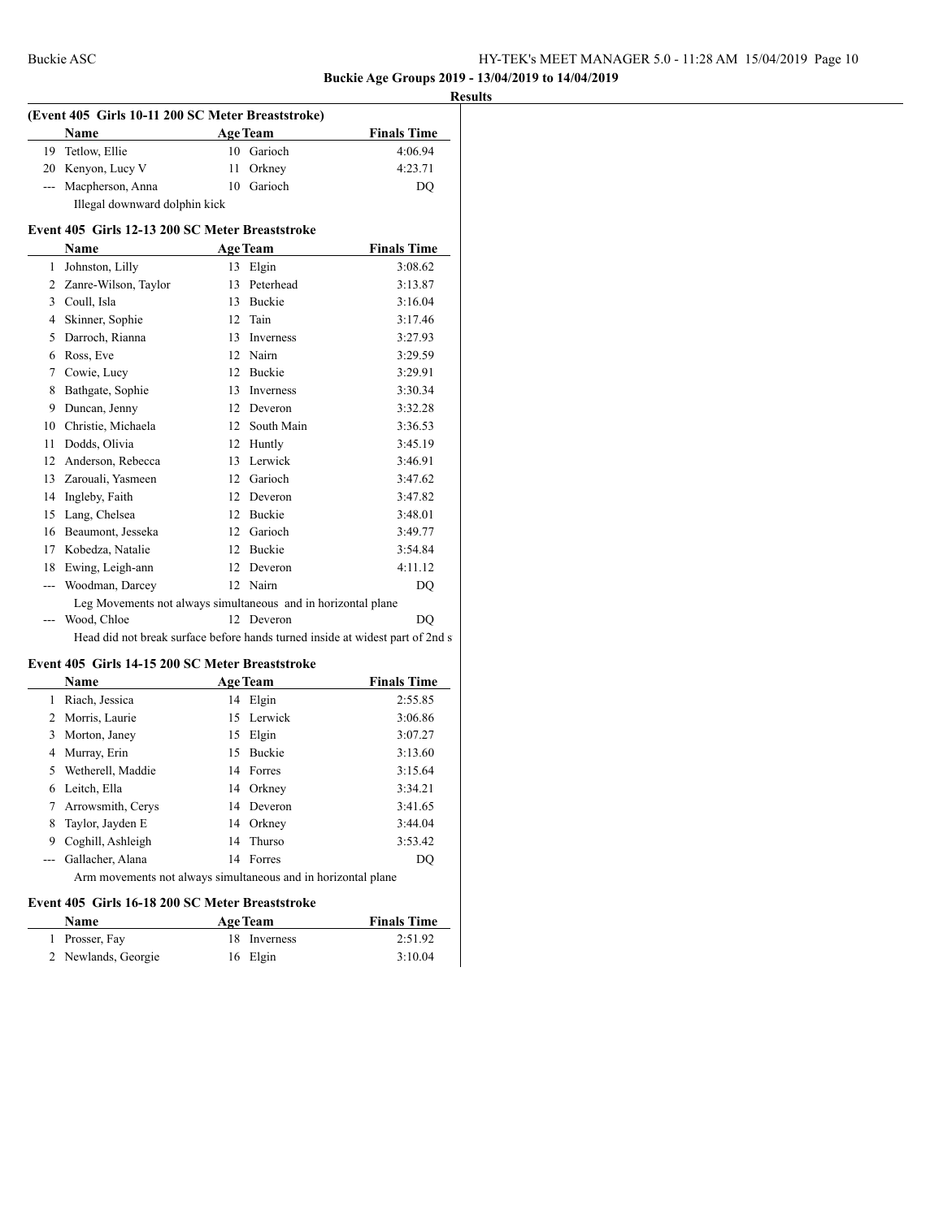**(Event 405 Girls 10-11 200 SC Meter Breaststroke)**

| | Name | Age | Team | Finals Time |
|---|---|---|---|---|
| 19 | Tetlow, Ellie | 10 | Garioch | 4:06.94 |
| 20 | Kenyon, Lucy V | 11 | Orkney | 4:23.71 |
| --- | Macpherson, Anna | 10 | Garioch | DQ |
| | Illegal downward dolphin kick | | | |

**Event 405 Girls 12-13 200 SC Meter Breaststroke**

| | Name | Age | Team | Finals Time |
|---|---|---|---|---|
| 1 | Johnston, Lilly | 13 | Elgin | 3:08.62 |
| 2 | Zanre-Wilson, Taylor | 13 | Peterhead | 3:13.87 |
| 3 | Coull, Isla | 13 | Buckie | 3:16.04 |
| 4 | Skinner, Sophie | 12 | Tain | 3:17.46 |
| 5 | Darroch, Rianna | 13 | Inverness | 3:27.93 |
| 6 | Ross, Eve | 12 | Nairn | 3:29.59 |
| 7 | Cowie, Lucy | 12 | Buckie | 3:29.91 |
| 8 | Bathgate, Sophie | 13 | Inverness | 3:30.34 |
| 9 | Duncan, Jenny | 12 | Deveron | 3:32.28 |
| 10 | Christie, Michaela | 12 | South Main | 3:36.53 |
| 11 | Dodds, Olivia | 12 | Huntly | 3:45.19 |
| 12 | Anderson, Rebecca | 13 | Lerwick | 3:46.91 |
| 13 | Zarouali, Yasmeen | 12 | Garioch | 3:47.62 |
| 14 | Ingleby, Faith | 12 | Deveron | 3:47.82 |
| 15 | Lang, Chelsea | 12 | Buckie | 3:48.01 |
| 16 | Beaumont, Jesseka | 12 | Garioch | 3:49.77 |
| 17 | Kobedza, Natalie | 12 | Buckie | 3:54.84 |
| 18 | Ewing, Leigh-ann | 12 | Deveron | 4:11.12 |
| --- | Woodman, Darcey | 12 | Nairn | DQ |
| | Leg Movements not always simultaneous and in horizontal plane | | | |
| --- | Wood, Chloe | 12 | Deveron | DQ |
| | Head did not break surface before hands turned inside at widest part of 2nd s | | | |

**Event 405 Girls 14-15 200 SC Meter Breaststroke**

| | Name | Age | Team | Finals Time |
|---|---|---|---|---|
| 1 | Riach, Jessica | 14 | Elgin | 2:55.85 |
| 2 | Morris, Laurie | 15 | Lerwick | 3:06.86 |
| 3 | Morton, Janey | 15 | Elgin | 3:07.27 |
| 4 | Murray, Erin | 15 | Buckie | 3:13.60 |
| 5 | Wetherell, Maddie | 14 | Forres | 3:15.64 |
| 6 | Leitch, Ella | 14 | Orkney | 3:34.21 |
| 7 | Arrowsmith, Cerys | 14 | Deveron | 3:41.65 |
| 8 | Taylor, Jayden E | 14 | Orkney | 3:44.04 |
| 9 | Coghill, Ashleigh | 14 | Thurso | 3:53.42 |
| --- | Gallacher, Alana | 14 | Forres | DQ |
| | Arm movements not always simultaneous and in horizontal plane | | | |

**Event 405 Girls 16-18 200 SC Meter Breaststroke**

| | Name | Age | Team | Finals Time |
|---|---|---|---|---|
| 1 | Prosser, Fay | 18 | Inverness | 2:51.92 |
| 2 | Newlands, Georgie | 16 | Elgin | 3:10.04 |